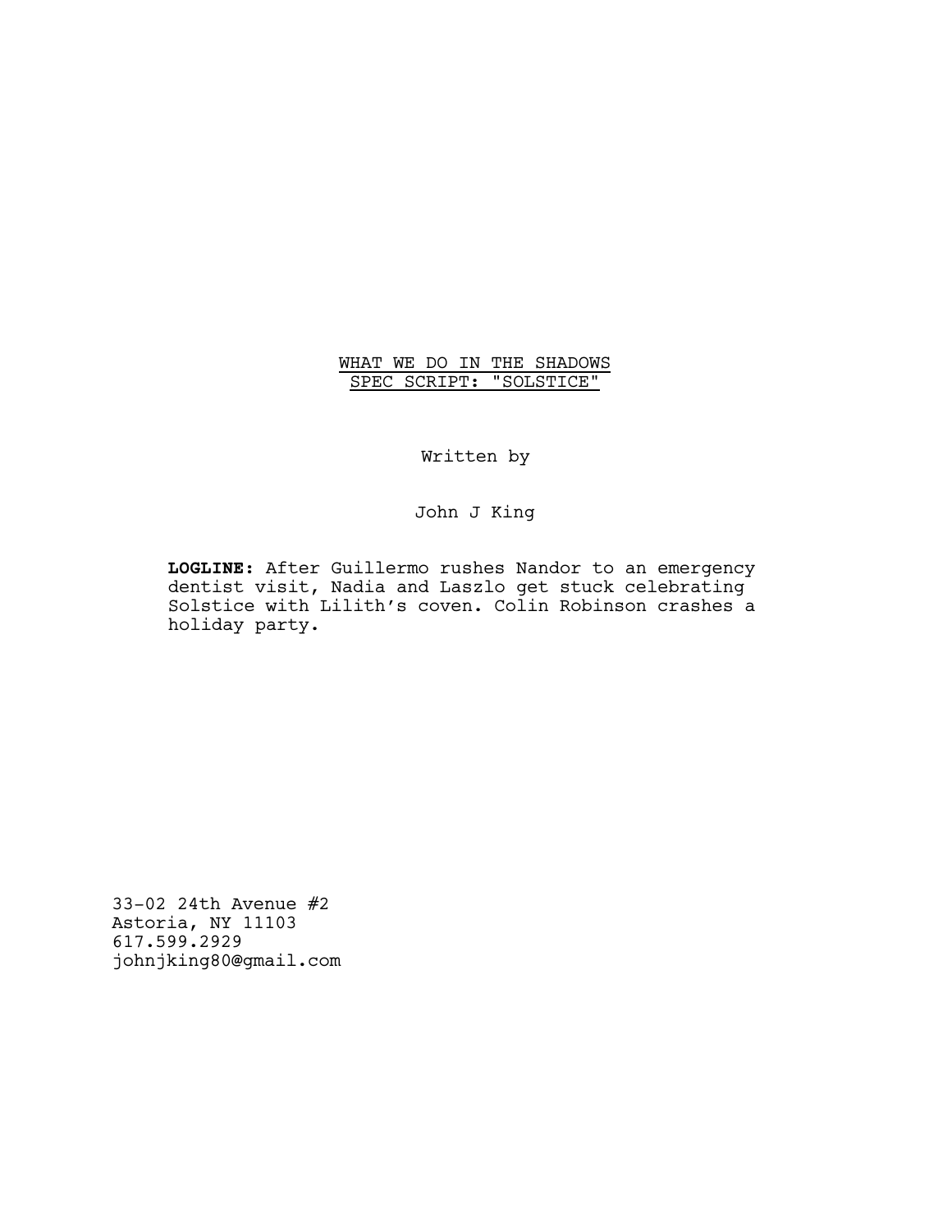# WHAT WE DO IN THE SHADOWS
## SPEC SCRIPT: "SOLSTICE"

Written by

John J King

**LOGLINE:** After Guillermo rushes Nandor to an emergency dentist visit, Nadia and Laszlo get stuck celebrating Solstice with Lilith's coven. Colin Robinson crashes a holiday party.

33-02 24th Avenue #2
Astoria, NY 11103
617.599.2929
johnjking80@gmail.com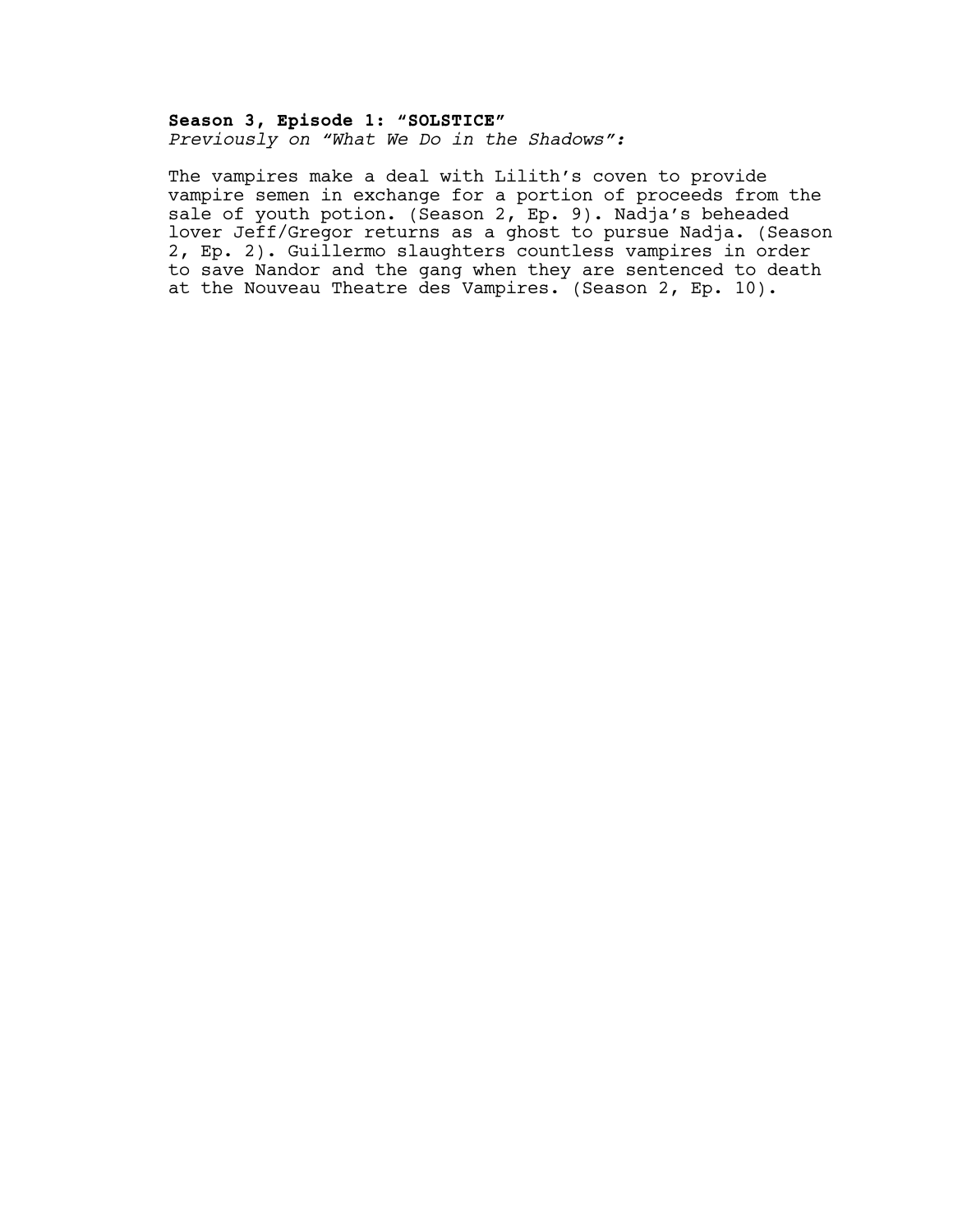**Season 3, Episode 1: "SOLSTICE"**
*Previously on "What We Do in the Shadows":*

The vampires make a deal with Lilith's coven to provide vampire semen in exchange for a portion of proceeds from the sale of youth potion. (Season 2, Ep. 9). Nadja's beheaded lover Jeff/Gregor returns as a ghost to pursue Nadja. (Season 2, Ep. 2). Guillermo slaughters countless vampires in order to save Nandor and the gang when they are sentenced to death at the Nouveau Theatre des Vampires. (Season 2, Ep. 10).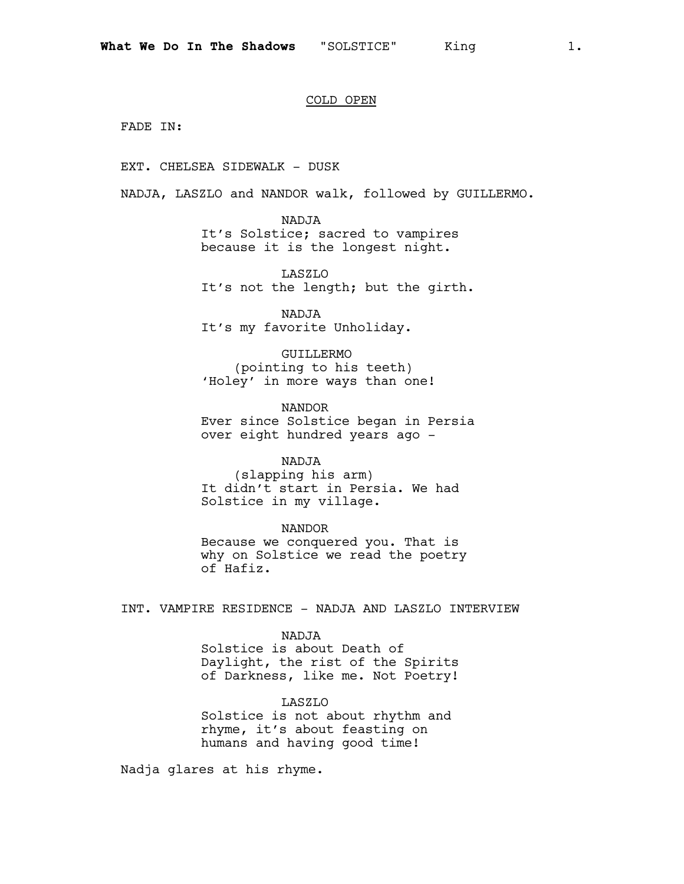COLD OPEN

FADE IN:

EXT. CHELSEA SIDEWALK - DUSK

NADJA, LASZLO and NANDOR walk, followed by GUILLERMO.

NADJA
It's Solstice; sacred to vampires because it is the longest night.

LASZLO
It's not the length; but the girth.

NADJA
It's my favorite Unholiday.

GUILLERMO
(pointing to his teeth)
'Holey' in more ways than one!

NANDOR
Ever since Solstice began in Persia over eight hundred years ago -

NADJA
(slapping his arm)
It didn't start in Persia. We had Solstice in my village.

NANDOR
Because we conquered you. That is why on Solstice we read the poetry of Hafiz.

INT. VAMPIRE RESIDENCE - NADJA AND LASZLO INTERVIEW

NADJA
Solstice is about Death of Daylight, the rist of the Spirits of Darkness, like me. Not Poetry!

LASZLO
Solstice is not about rhythm and rhyme, it's about feasting on humans and having good time!

Nadja glares at his rhyme.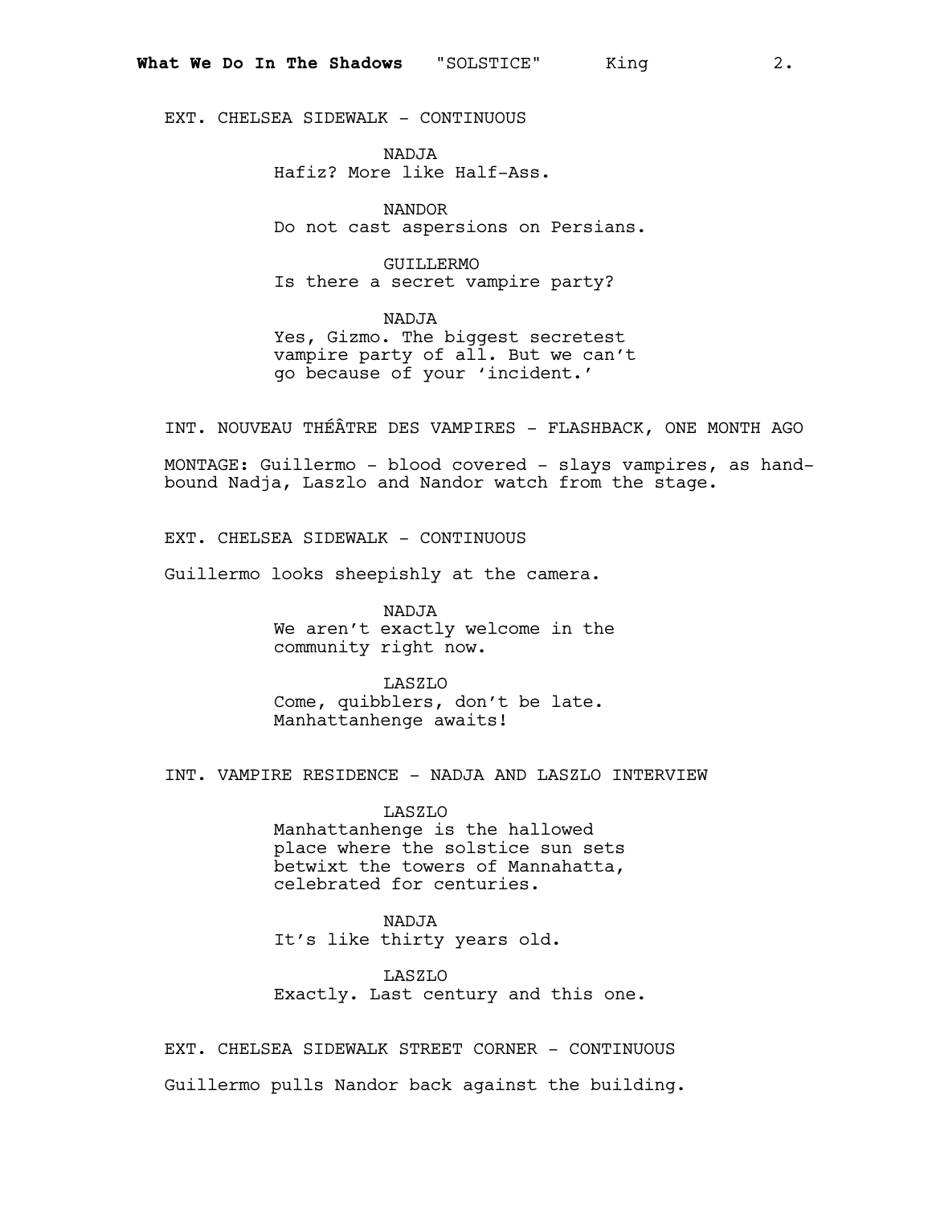EXT. CHELSEA SIDEWALK - CONTINUOUS

NADJA
Hafiz? More like Half-Ass.

NANDOR
Do not cast aspersions on Persians.

GUILLERMO
Is there a secret vampire party?

NADJA
Yes, Gizmo. The biggest secretest vampire party of all. But we can't go because of your 'incident.'

INT. NOUVEAU THÉÂTRE DES VAMPIRES - FLASHBACK, ONE MONTH AGO

MONTAGE: Guillermo - blood covered - slays vampires, as hand-bound Nadja, Laszlo and Nandor watch from the stage.

EXT. CHELSEA SIDEWALK - CONTINUOUS

Guillermo looks sheepishly at the camera.

NADJA
We aren't exactly welcome in the community right now.

LASZLO
Come, quibblers, don't be late. Manhattanhenge awaits!

INT. VAMPIRE RESIDENCE - NADJA AND LASZLO INTERVIEW

LASZLO
Manhattanhenge is the hallowed place where the solstice sun sets betwixt the towers of Mannahatta, celebrated for centuries.

NADJA
It's like thirty years old.

LASZLO
Exactly. Last century and this one.

EXT. CHELSEA SIDEWALK STREET CORNER - CONTINUOUS

Guillermo pulls Nandor back against the building.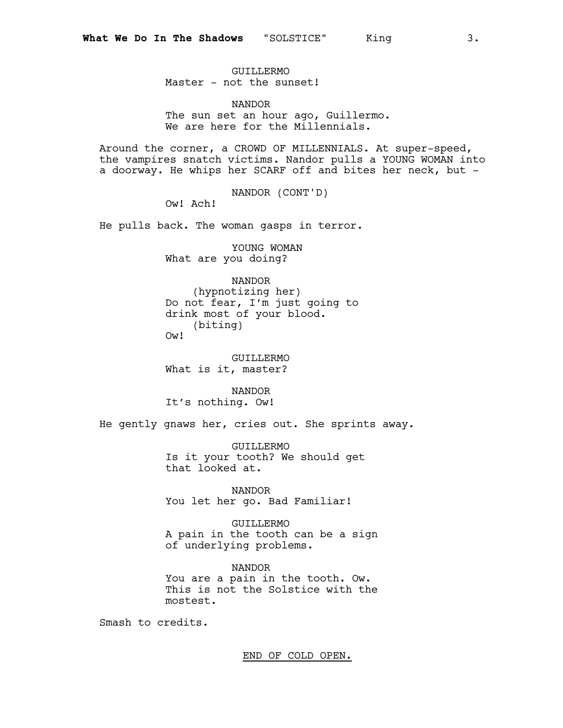GUILLERMO
Master - not the sunset!

NANDOR
The sun set an hour ago, Guillermo.
We are here for the Millennials.

Around the corner, a CROWD OF MILLENNIALS. At super-speed, the vampires snatch victims. Nandor pulls a YOUNG WOMAN into a doorway. He whips her SCARF off and bites her neck, but -

NANDOR (CONT'D)
Ow! Ach!

He pulls back. The woman gasps in terror.

YOUNG WOMAN
What are you doing?

NANDOR
(hypnotizing her)
Do not fear, I'm just going to drink most of your blood.
(biting)
Ow!

GUILLERMO
What is it, master?

NANDOR
It's nothing. Ow!

He gently gnaws her, cries out. She sprints away.

GUILLERMO
Is it your tooth? We should get that looked at.

NANDOR
You let her go. Bad Familiar!

GUILLERMO
A pain in the tooth can be a sign of underlying problems.

NANDOR
You are a pain in the tooth. Ow.
This is not the Solstice with the mostest.

Smash to credits.

<u>END OF COLD OPEN.</u>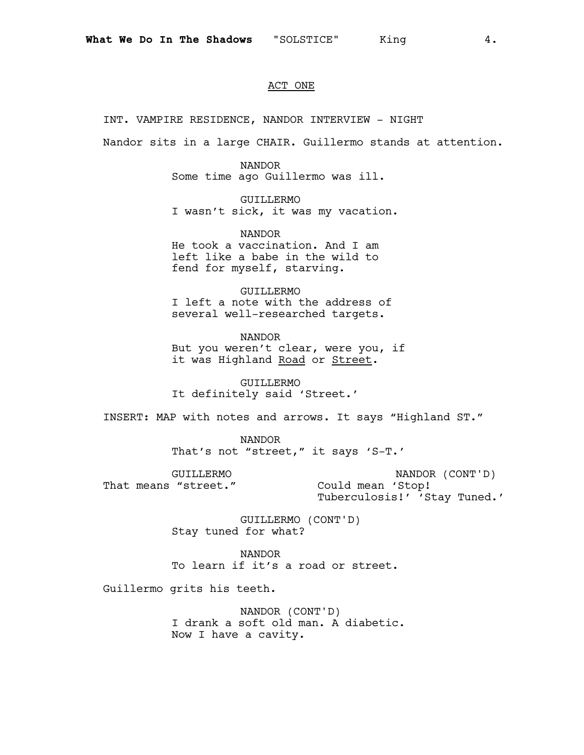## ACT ONE

INT. VAMPIRE RESIDENCE, NANDOR INTERVIEW - NIGHT

Nandor sits in a large CHAIR. Guillermo stands at attention.

NANDOR
Some time ago Guillermo was ill.

GUILLERMO
I wasn't sick, it was my vacation.

NANDOR
He took a vaccination. And I am left like a babe in the wild to fend for myself, starving.

GUILLERMO
I left a note with the address of several well-researched targets.

NANDOR
But you weren't clear, were you, if it was Highland Road or Street.

GUILLERMO
It definitely said 'Street.'

INSERT: MAP with notes and arrows. It says "Highland ST."

NANDOR
That's not "street," it says 'S-T.'

GUILLERMO
That means "street."

NANDOR (CONT'D)
Could mean 'Stop! Tuberculosis!' 'Stay Tuned.'

GUILLERMO (CONT'D)
Stay tuned for what?

NANDOR
To learn if it's a road or street.

Guillermo grits his teeth.

NANDOR (CONT'D)
I drank a soft old man. A diabetic. Now I have a cavity.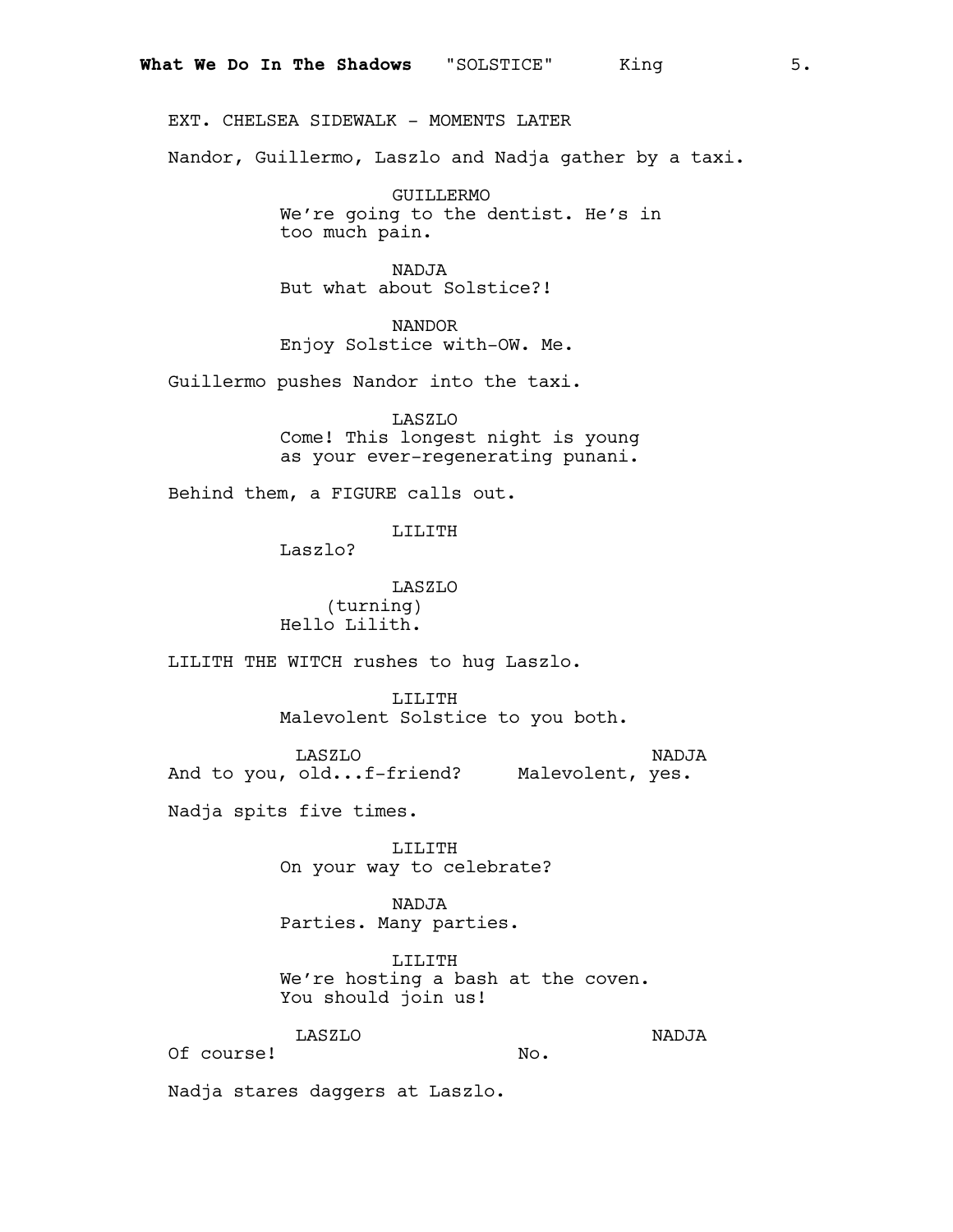EXT. CHELSEA SIDEWALK - MOMENTS LATER

Nandor, Guillermo, Laszlo and Nadja gather by a taxi.

GUILLERMO
We're going to the dentist. He's in too much pain.

NADJA
But what about Solstice?!

NANDOR
Enjoy Solstice with-OW. Me.

Guillermo pushes Nandor into the taxi.

LASZLO
Come! This longest night is young as your ever-regenerating punani.

Behind them, a FIGURE calls out.

LILITH
Laszlo?

LASZLO
(turning)
Hello Lilith.

LILITH THE WITCH rushes to hug Laszlo.

LILITH
Malevolent Solstice to you both.

LASZLO
And to you, old...f-friend?

NADJA
Malevolent, yes.

Nadja spits five times.

LILITH
On your way to celebrate?

NADJA
Parties. Many parties.

LILITH
We're hosting a bash at the coven. You should join us!

LASZLO
Of course!

NADJA
No.

Nadja stares daggers at Laszlo.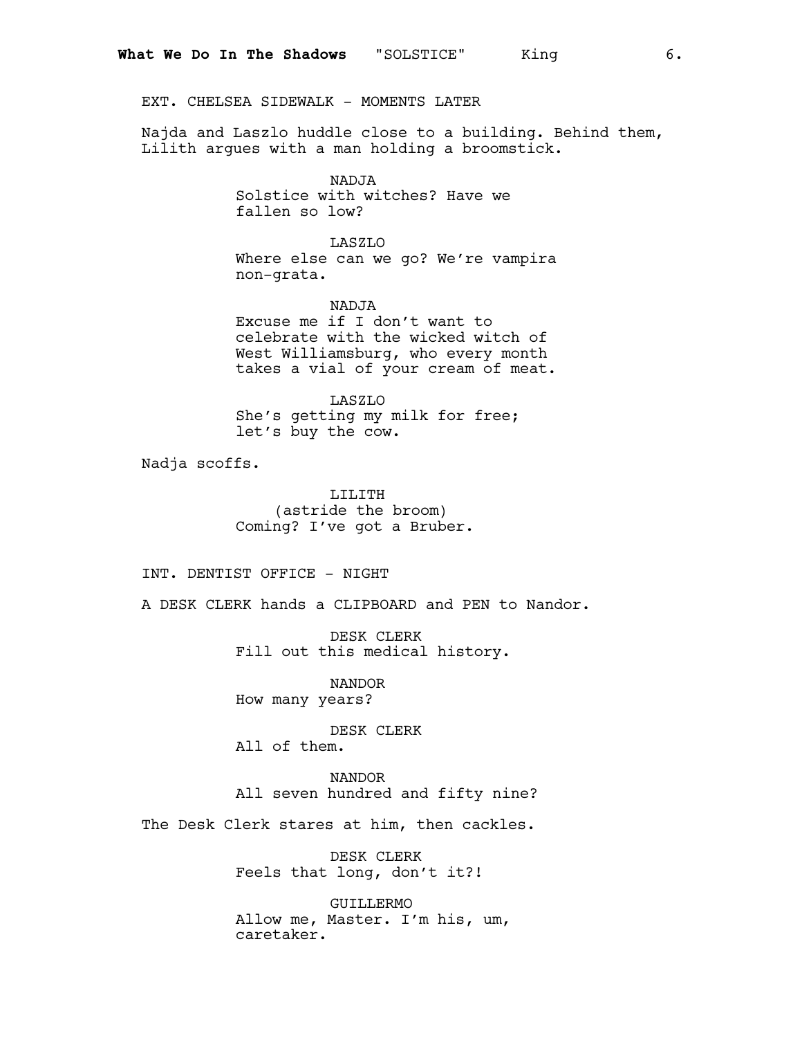EXT. CHELSEA SIDEWALK - MOMENTS LATER

Najda and Laszlo huddle close to a building. Behind them, Lilith argues with a man holding a broomstick.

NADJA
Solstice with witches? Have we fallen so low?

LASZLO
Where else can we go? We're vampira non-grata.

NADJA
Excuse me if I don't want to celebrate with the wicked witch of West Williamsburg, who every month takes a vial of your cream of meat.

LASZLO
She's getting my milk for free; let's buy the cow.

Nadja scoffs.

LILITH
(astride the broom)
Coming? I've got a Bruber.

INT. DENTIST OFFICE - NIGHT

A DESK CLERK hands a CLIPBOARD and PEN to Nandor.

DESK CLERK
Fill out this medical history.

NANDOR
How many years?

DESK CLERK
All of them.

NANDOR
All seven hundred and fifty nine?

The Desk Clerk stares at him, then cackles.

DESK CLERK
Feels that long, don't it?!

GUILLERMO
Allow me, Master. I'm his, um, caretaker.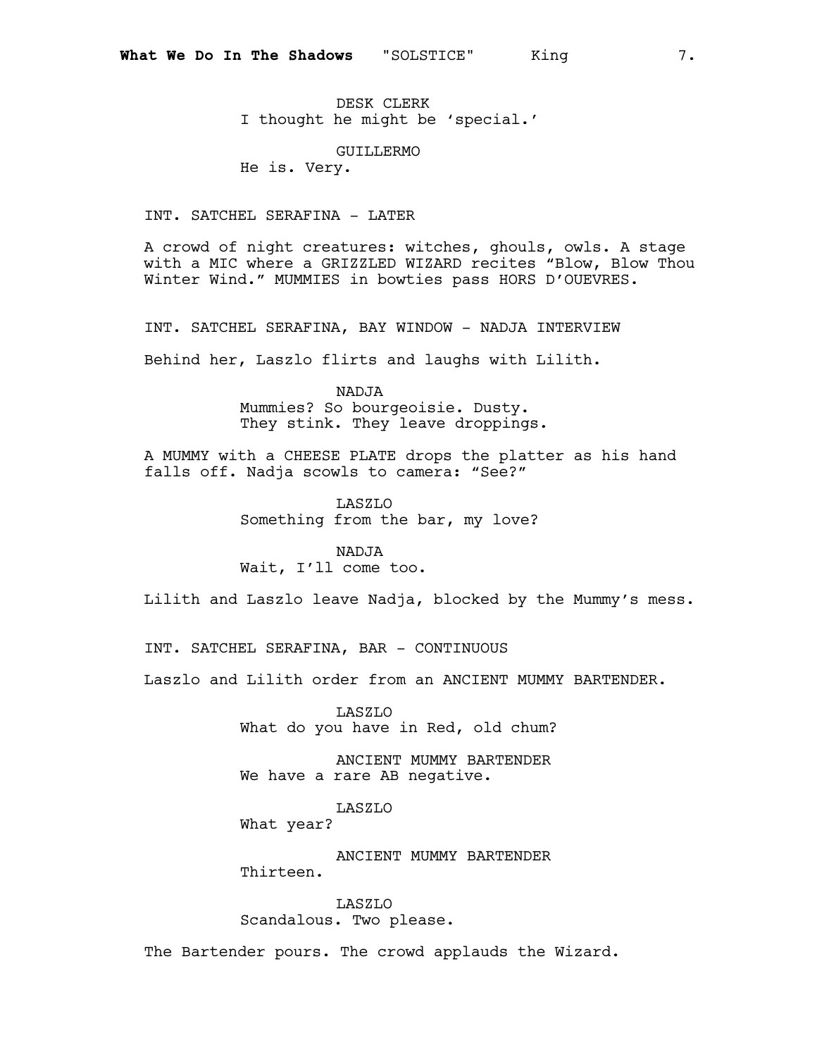DESK CLERK
I thought he might be 'special.'

GUILLERMO
He is. Very.

INT. SATCHEL SERAFINA - LATER

A crowd of night creatures: witches, ghouls, owls. A stage with a MIC where a GRIZZLED WIZARD recites "Blow, Blow Thou Winter Wind." MUMMIES in bowties pass HORS D'OUEVRES.

INT. SATCHEL SERAFINA, BAY WINDOW - NADJA INTERVIEW

Behind her, Laszlo flirts and laughs with Lilith.

NADJA
Mummies? So bourgeoisie. Dusty. They stink. They leave droppings.

A MUMMY with a CHEESE PLATE drops the platter as his hand falls off. Nadja scowls to camera: "See?"

LASZLO
Something from the bar, my love?

NADJA
Wait, I'll come too.

Lilith and Laszlo leave Nadja, blocked by the Mummy's mess.

INT. SATCHEL SERAFINA, BAR - CONTINUOUS

Laszlo and Lilith order from an ANCIENT MUMMY BARTENDER.

LASZLO
What do you have in Red, old chum?

ANCIENT MUMMY BARTENDER
We have a rare AB negative.

LASZLO
What year?

ANCIENT MUMMY BARTENDER
Thirteen.

LASZLO
Scandalous. Two please.

The Bartender pours. The crowd applauds the Wizard.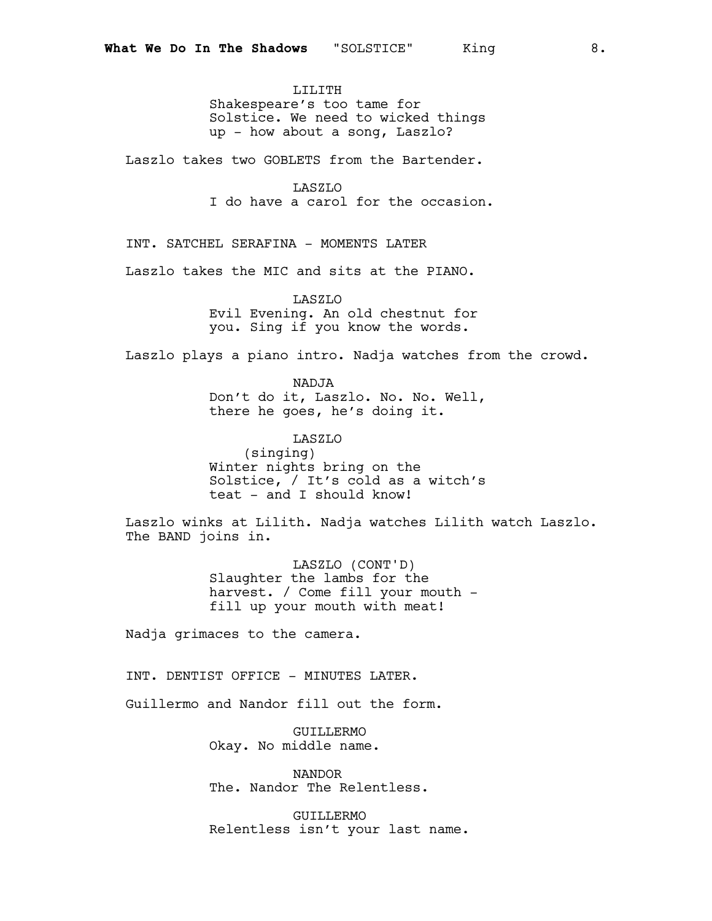LILITH
Shakespeare's too tame for Solstice. We need to wicked things up - how about a song, Laszlo?

Laszlo takes two GOBLETS from the Bartender.

LASZLO
I do have a carol for the occasion.

INT. SATCHEL SERAFINA - MOMENTS LATER

Laszlo takes the MIC and sits at the PIANO.

LASZLO
Evil Evening. An old chestnut for you. Sing if you know the words.

Laszlo plays a piano intro. Nadja watches from the crowd.

NADJA
Don't do it, Laszlo. No. No. Well, there he goes, he's doing it.

LASZLO
(singing)
Winter nights bring on the Solstice, / It's cold as a witch's teat - and I should know!

Laszlo winks at Lilith. Nadja watches Lilith watch Laszlo. The BAND joins in.

LASZLO (CONT'D)
Slaughter the lambs for the harvest. / Come fill your mouth - fill up your mouth with meat!

Nadja grimaces to the camera.

INT. DENTIST OFFICE - MINUTES LATER.

Guillermo and Nandor fill out the form.

GUILLERMO
Okay. No middle name.

NANDOR
The. Nandor The Relentless.

GUILLERMO
Relentless isn't your last name.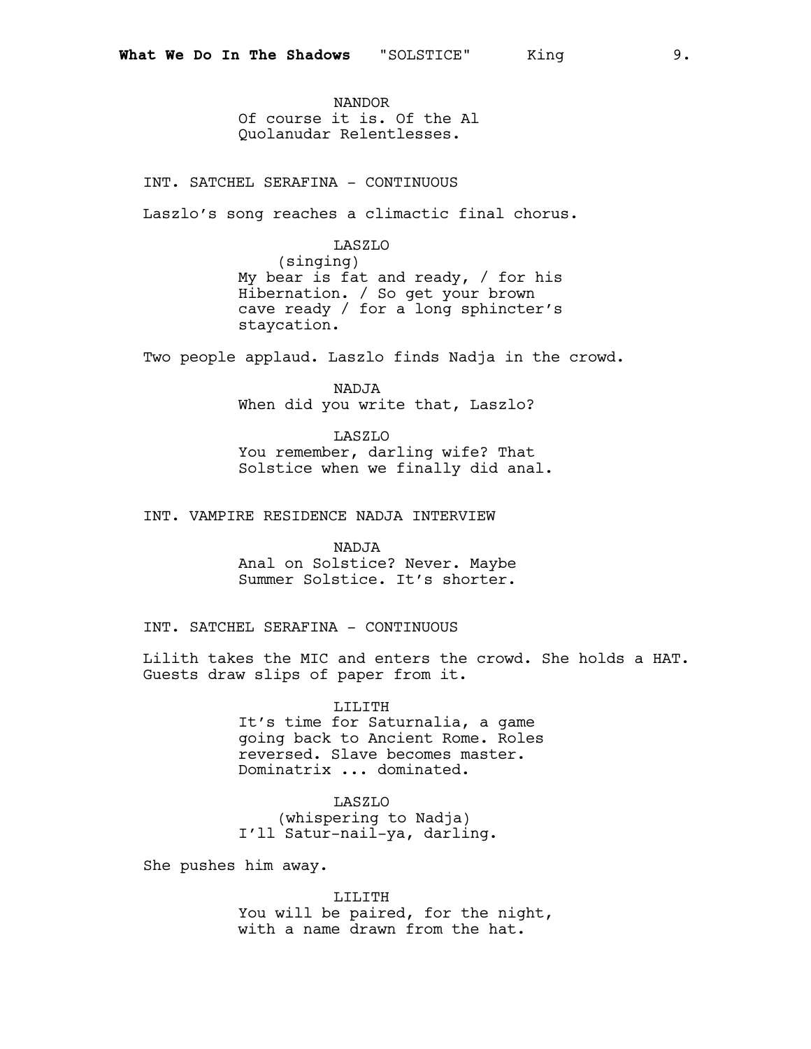NANDOR
Of course it is. Of the Al Quolanudar Relentlesses.

INT. SATCHEL SERAFINA - CONTINUOUS

Laszlo's song reaches a climactic final chorus.

LASZLO
(singing)
My bear is fat and ready, / for his Hibernation. / So get your brown cave ready / for a long sphincter's staycation.

Two people applaud. Laszlo finds Nadja in the crowd.

NADJA
When did you write that, Laszlo?

LASZLO
You remember, darling wife? That Solstice when we finally did anal.

INT. VAMPIRE RESIDENCE NADJA INTERVIEW

NADJA
Anal on Solstice? Never. Maybe Summer Solstice. It's shorter.

INT. SATCHEL SERAFINA - CONTINUOUS

Lilith takes the MIC and enters the crowd. She holds a HAT. Guests draw slips of paper from it.

LILITH
It's time for Saturnalia, a game going back to Ancient Rome. Roles reversed. Slave becomes master. Dominatrix ... dominated.

LASZLO
(whispering to Nadja)
I'll Satur-nail-ya, darling.

She pushes him away.

LILITH
You will be paired, for the night, with a name drawn from the hat.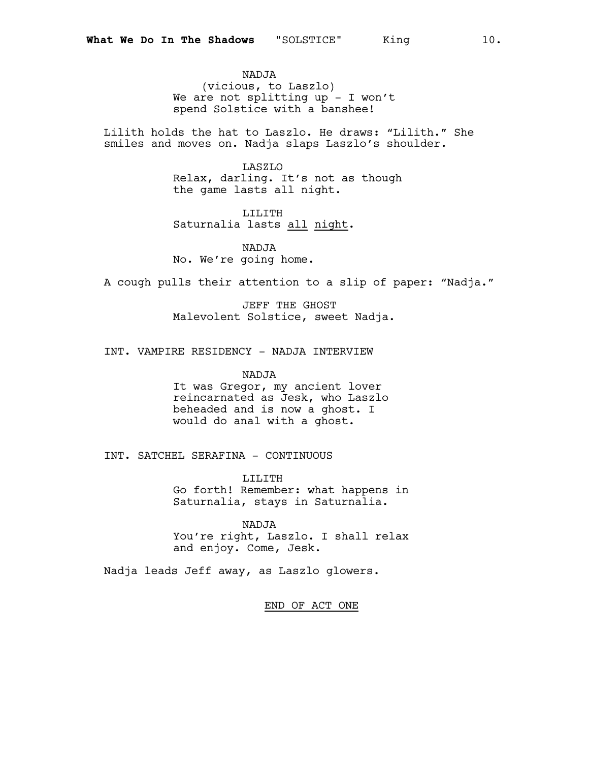NADJA
(vicious, to Laszlo)
We are not splitting up - I won't spend Solstice with a banshee!

Lilith holds the hat to Laszlo. He draws: "Lilith." She smiles and moves on. Nadja slaps Laszlo's shoulder.

LASZLO
Relax, darling. It's not as though the game lasts all night.

LILITH
Saturnalia lasts all night.

NADJA
No. We're going home.

A cough pulls their attention to a slip of paper: "Nadja."

JEFF THE GHOST
Malevolent Solstice, sweet Nadja.

INT. VAMPIRE RESIDENCY - NADJA INTERVIEW

NADJA
It was Gregor, my ancient lover reincarnated as Jesk, who Laszlo beheaded and is now a ghost. I would do anal with a ghost.

INT. SATCHEL SERAFINA - CONTINUOUS

LILITH
Go forth! Remember: what happens in Saturnalia, stays in Saturnalia.

NADJA
You're right, Laszlo. I shall relax and enjoy. Come, Jesk.

Nadja leads Jeff away, as Laszlo glowers.

END OF ACT ONE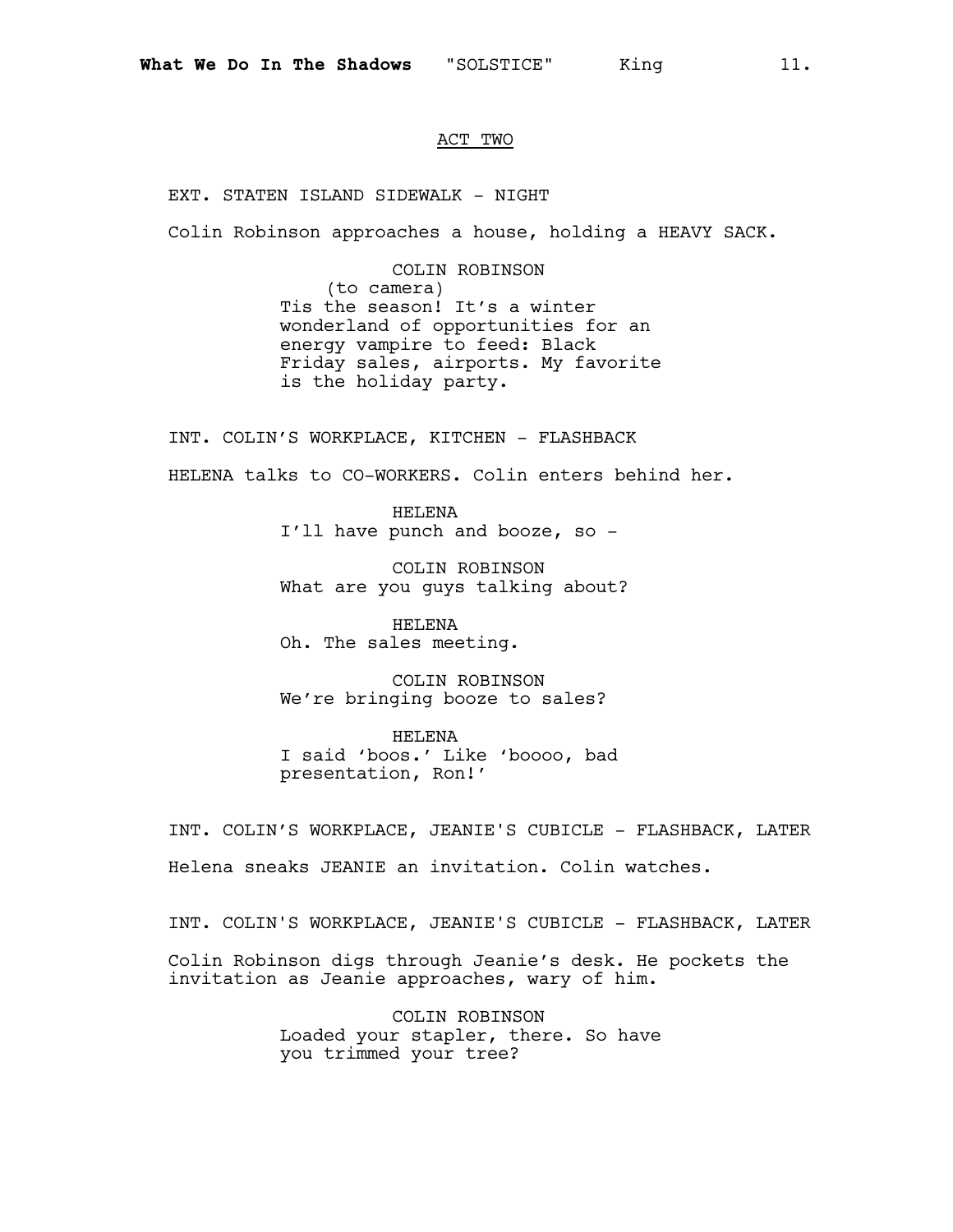## ACT TWO

EXT. STATEN ISLAND SIDEWALK - NIGHT

Colin Robinson approaches a house, holding a HEAVY SACK.

COLIN ROBINSON
(to camera)
Tis the season! It's a winter wonderland of opportunities for an energy vampire to feed: Black Friday sales, airports. My favorite is the holiday party.

INT. COLIN'S WORKPLACE, KITCHEN - FLASHBACK

HELENA talks to CO-WORKERS. Colin enters behind her.

HELENA
I'll have punch and booze, so -

COLIN ROBINSON
What are you guys talking about?

HELENA
Oh. The sales meeting.

COLIN ROBINSON
We're bringing booze to sales?

HELENA
I said 'boos.' Like 'boooo, bad presentation, Ron!'

INT. COLIN'S WORKPLACE, JEANIE'S CUBICLE - FLASHBACK, LATER

Helena sneaks JEANIE an invitation. Colin watches.

INT. COLIN'S WORKPLACE, JEANIE'S CUBICLE - FLASHBACK, LATER

Colin Robinson digs through Jeanie's desk. He pockets the invitation as Jeanie approaches, wary of him.

COLIN ROBINSON
Loaded your stapler, there. So have you trimmed your tree?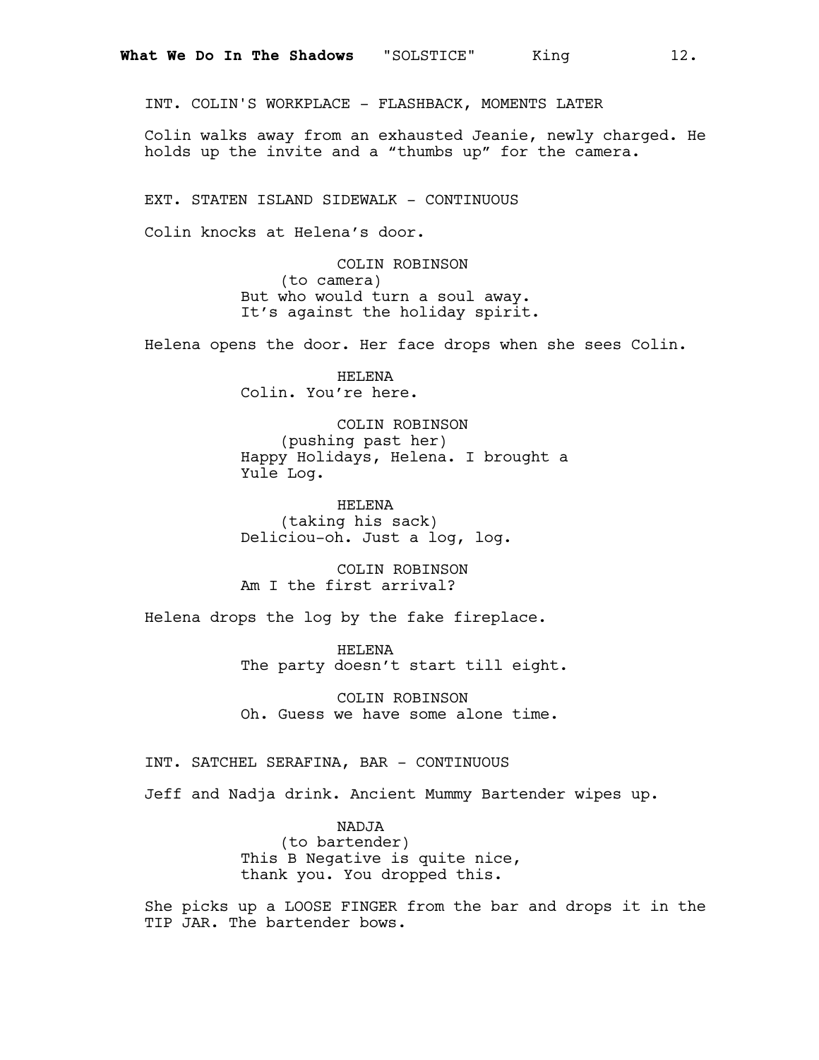INT. COLIN'S WORKPLACE - FLASHBACK, MOMENTS LATER

Colin walks away from an exhausted Jeanie, newly charged. He holds up the invite and a “thumbs up” for the camera.

EXT. STATEN ISLAND SIDEWALK - CONTINUOUS

Colin knocks at Helena’s door.

COLIN ROBINSON
(to camera)
But who would turn a soul away. It’s against the holiday spirit.

Helena opens the door. Her face drops when she sees Colin.

HELENA
Colin. You’re here.

COLIN ROBINSON
(pushing past her)
Happy Holidays, Helena. I brought a Yule Log.

HELENA
(taking his sack)
Deliciou-oh. Just a log, log.

COLIN ROBINSON
Am I the first arrival?

Helena drops the log by the fake fireplace.

HELENA
The party doesn’t start till eight.

COLIN ROBINSON
Oh. Guess we have some alone time.

INT. SATCHEL SERAFINA, BAR - CONTINUOUS

Jeff and Nadja drink. Ancient Mummy Bartender wipes up.

NADJA
(to bartender)
This B Negative is quite nice, thank you. You dropped this.

She picks up a LOOSE FINGER from the bar and drops it in the TIP JAR. The bartender bows.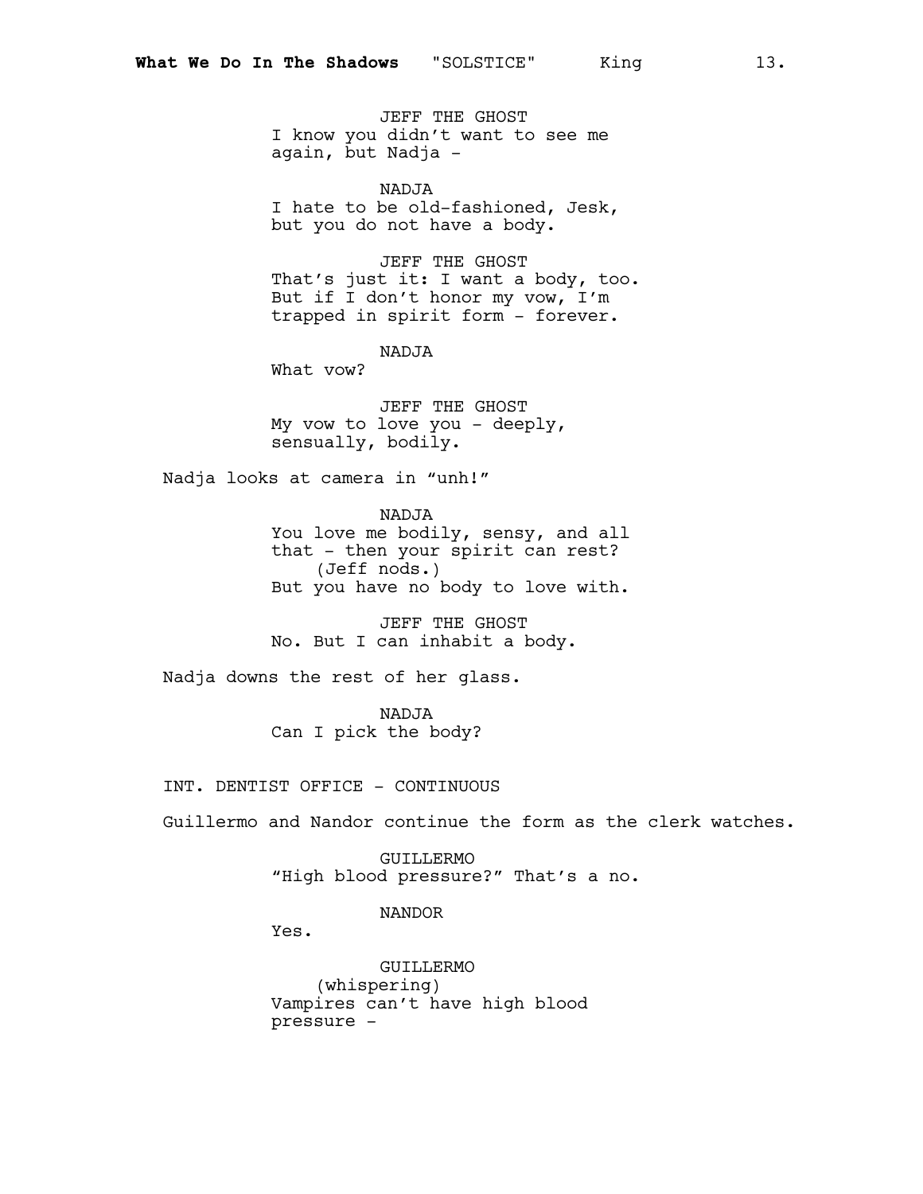JEFF THE GHOST
I know you didn't want to see me again, but Nadja -

NADJA
I hate to be old-fashioned, Jesk, but you do not have a body.

JEFF THE GHOST
That's just it: I want a body, too. But if I don't honor my vow, I'm trapped in spirit form - forever.

NADJA
What vow?

JEFF THE GHOST
My vow to love you - deeply, sensually, bodily.

Nadja looks at camera in "unh!"

NADJA
You love me bodily, sensy, and all that - then your spirit can rest?
(Jeff nods.)
But you have no body to love with.

JEFF THE GHOST
No. But I can inhabit a body.

Nadja downs the rest of her glass.

NADJA
Can I pick the body?

INT. DENTIST OFFICE - CONTINUOUS

Guillermo and Nandor continue the form as the clerk watches.

GUILLERMO
"High blood pressure?" That's a no.

NANDOR
Yes.

GUILLERMO
(whispering)
Vampires can't have high blood pressure -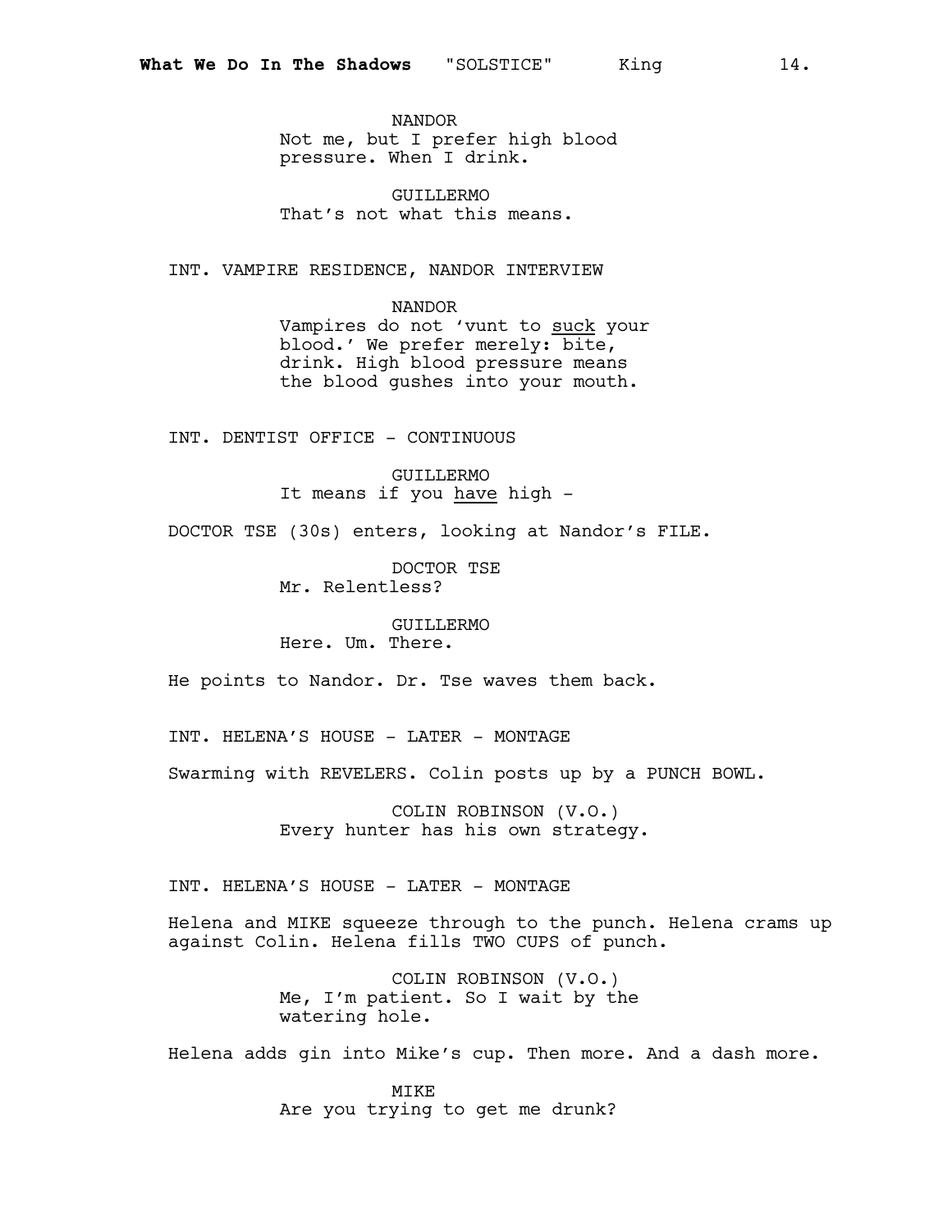NANDOR
Not me, but I prefer high blood pressure. When I drink.

GUILLERMO
That's not what this means.

INT. VAMPIRE RESIDENCE, NANDOR INTERVIEW

NANDOR
Vampires do not 'vunt to <u>suck</u> your blood.' We prefer merely: bite, drink. High blood pressure means the blood gushes into your mouth.

INT. DENTIST OFFICE - CONTINUOUS

GUILLERMO
It means if you <u>have</u> high -

DOCTOR TSE (30s) enters, looking at Nandor's FILE.

DOCTOR TSE
Mr. Relentless?

GUILLERMO
Here. Um. There.

He points to Nandor. Dr. Tse waves them back.

INT. HELENA'S HOUSE - LATER - MONTAGE

Swarming with REVELERS. Colin posts up by a PUNCH BOWL.

COLIN ROBINSON (V.O.)
Every hunter has his own strategy.

INT. HELENA'S HOUSE - LATER - MONTAGE

Helena and MIKE squeeze through to the punch. Helena crams up against Colin. Helena fills TWO CUPS of punch.

COLIN ROBINSON (V.O.)
Me, I'm patient. So I wait by the watering hole.

Helena adds gin into Mike's cup. Then more. And a dash more.

MIKE
Are you trying to get me drunk?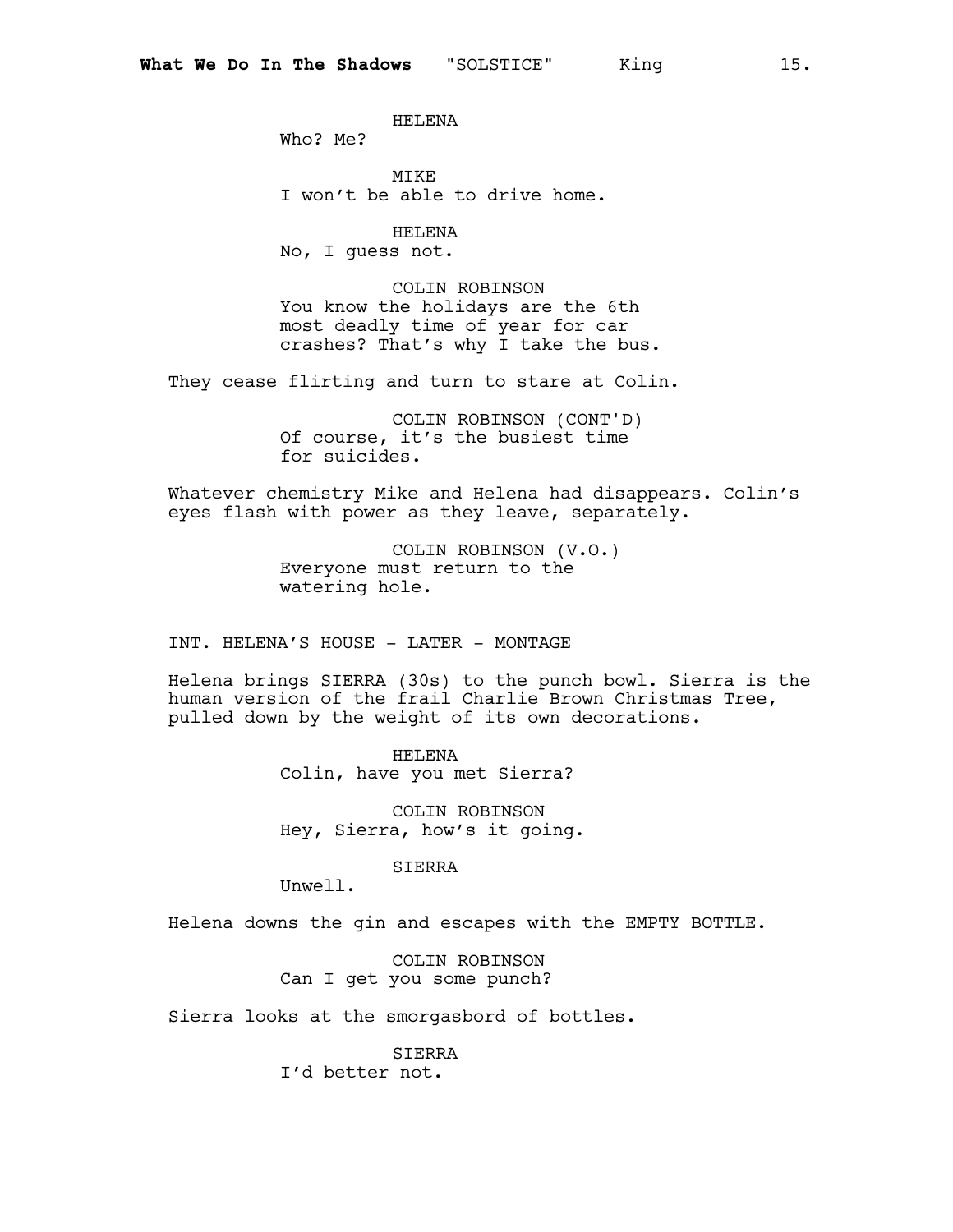HELENA
Who? Me?

MIKE
I won't be able to drive home.

HELENA
No, I guess not.

COLIN ROBINSON
You know the holidays are the 6th most deadly time of year for car crashes? That's why I take the bus.

They cease flirting and turn to stare at Colin.

COLIN ROBINSON (CONT'D)
Of course, it's the busiest time for suicides.

Whatever chemistry Mike and Helena had disappears. Colin's eyes flash with power as they leave, separately.

COLIN ROBINSON (V.O.)
Everyone must return to the watering hole.

INT. HELENA'S HOUSE - LATER - MONTAGE

Helena brings SIERRA (30s) to the punch bowl. Sierra is the human version of the frail Charlie Brown Christmas Tree, pulled down by the weight of its own decorations.

HELENA
Colin, have you met Sierra?

COLIN ROBINSON
Hey, Sierra, how's it going.

SIERRA
Unwell.

Helena downs the gin and escapes with the EMPTY BOTTLE.

COLIN ROBINSON
Can I get you some punch?

Sierra looks at the smorgasbord of bottles.

SIERRA
I'd better not.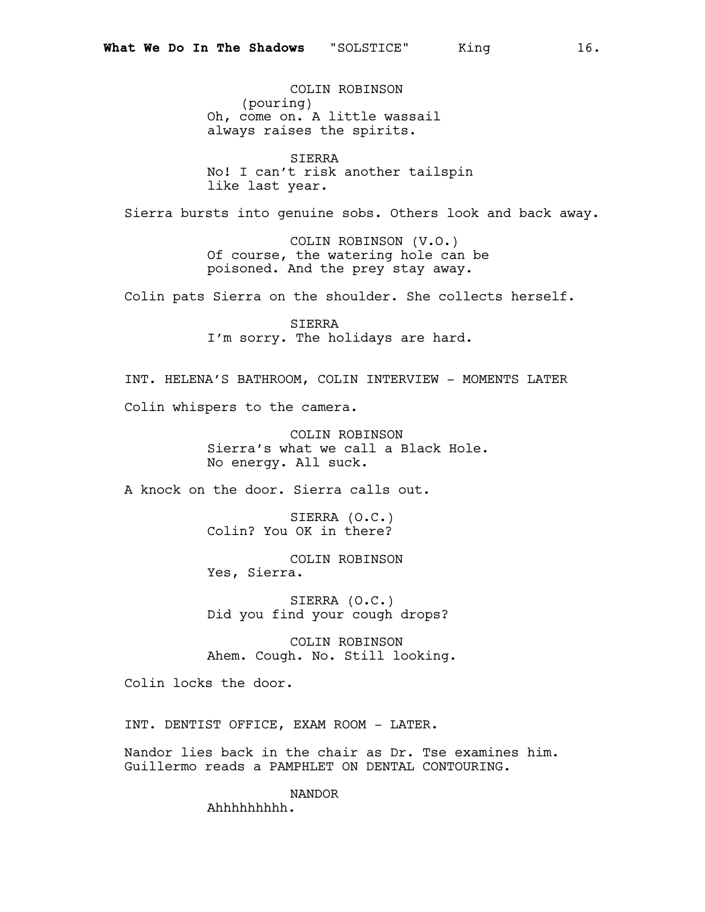COLIN ROBINSON
(pouring)
Oh, come on. A little wassail always raises the spirits.

SIERRA
No! I can't risk another tailspin like last year.

Sierra bursts into genuine sobs. Others look and back away.

COLIN ROBINSON (V.O.)
Of course, the watering hole can be poisoned. And the prey stay away.

Colin pats Sierra on the shoulder. She collects herself.

SIERRA
I'm sorry. The holidays are hard.

INT. HELENA'S BATHROOM, COLIN INTERVIEW - MOMENTS LATER

Colin whispers to the camera.

COLIN ROBINSON
Sierra's what we call a Black Hole. No energy. All suck.

A knock on the door. Sierra calls out.

SIERRA (O.C.)
Colin? You OK in there?

COLIN ROBINSON
Yes, Sierra.

SIERRA (O.C.)
Did you find your cough drops?

COLIN ROBINSON
Ahem. Cough. No. Still looking.

Colin locks the door.

INT. DENTIST OFFICE, EXAM ROOM - LATER.

Nandor lies back in the chair as Dr. Tse examines him. Guillermo reads a PAMPHLET ON DENTAL CONTOURING.

NANDOR
Ahhhhhhhhh.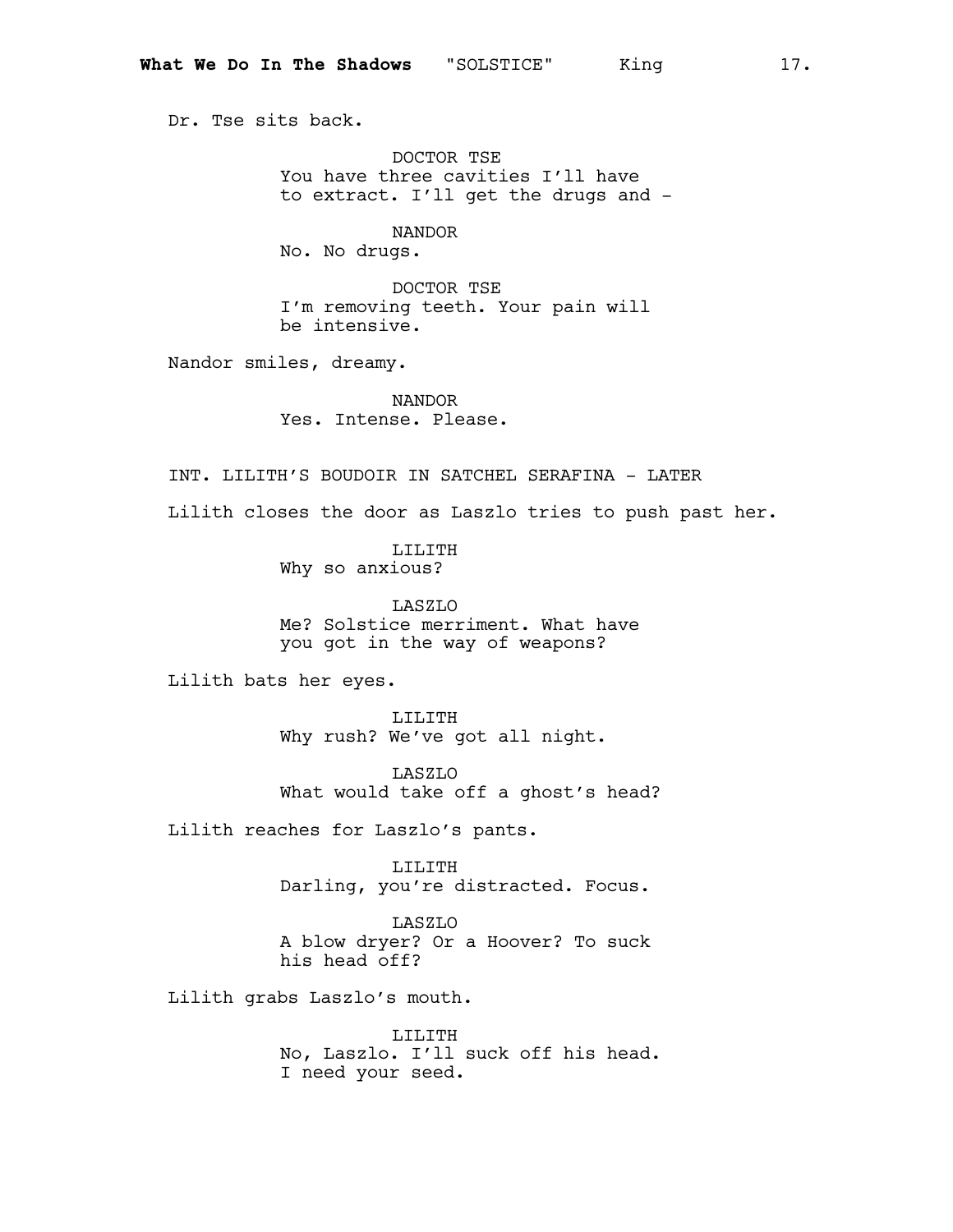Dr. Tse sits back.

DOCTOR TSE
You have three cavities I'll have to extract. I'll get the drugs and -

NANDOR
No. No drugs.

DOCTOR TSE
I'm removing teeth. Your pain will be intensive.

Nandor smiles, dreamy.

NANDOR
Yes. Intense. Please.

INT. LILITH'S BOUDOIR IN SATCHEL SERAFINA - LATER

Lilith closes the door as Laszlo tries to push past her.

LILITH
Why so anxious?

LASZLO
Me? Solstice merriment. What have you got in the way of weapons?

Lilith bats her eyes.

LILITH
Why rush? We've got all night.

LASZLO
What would take off a ghost's head?

Lilith reaches for Laszlo's pants.

LILITH
Darling, you're distracted. Focus.

LASZLO
A blow dryer? Or a Hoover? To suck his head off?

Lilith grabs Laszlo's mouth.

LILITH
No, Laszlo. I'll suck off his head. I need your seed.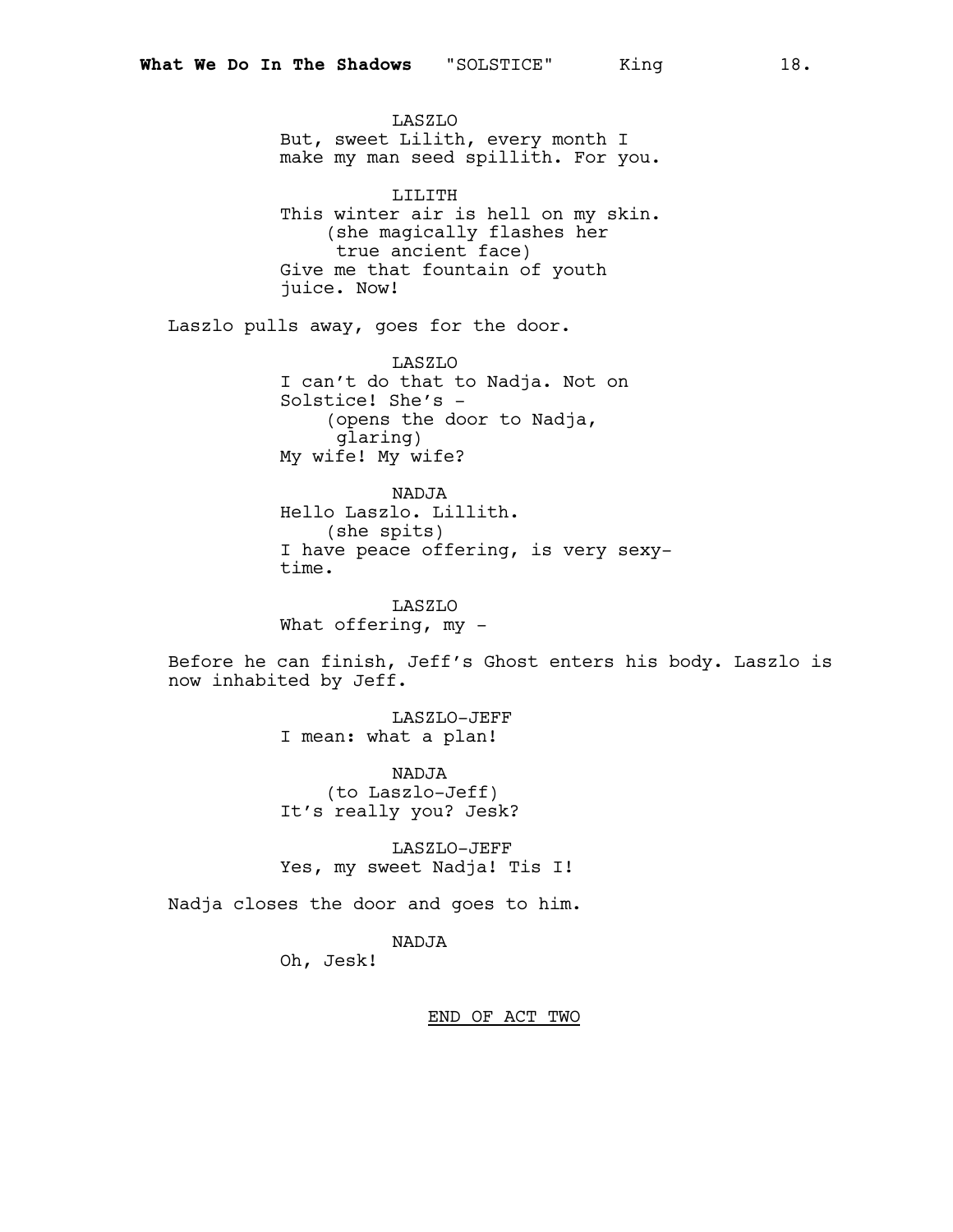LASZLO
But, sweet Lilith, every month I make my man seed spillith. For you.

LILITH
This winter air is hell on my skin.
(she magically flashes her true ancient face)
Give me that fountain of youth juice. Now!

Laszlo pulls away, goes for the door.

LASZLO
I can't do that to Nadja. Not on Solstice! She's -
(opens the door to Nadja, glaring)
My wife! My wife?

NADJA
Hello Laszlo. Lillith.
(she spits)
I have peace offering, is very sexy-time.

LASZLO
What offering, my -

Before he can finish, Jeff's Ghost enters his body. Laszlo is now inhabited by Jeff.

LASZLO-JEFF
I mean: what a plan!

NADJA
(to Laszlo-Jeff)
It's really you? Jesk?

LASZLO-JEFF
Yes, my sweet Nadja! Tis I!

Nadja closes the door and goes to him.

NADJA
Oh, Jesk!

END OF ACT TWO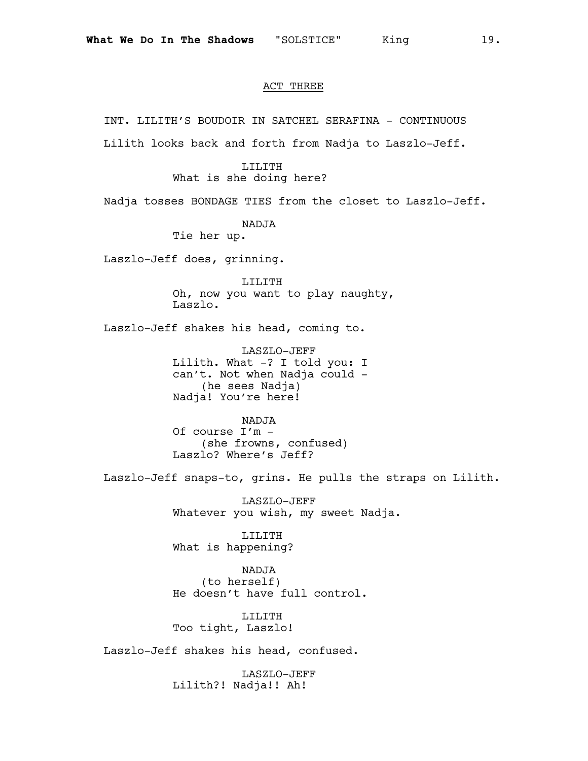ACT THREE

INT. LILITH'S BOUDOIR IN SATCHEL SERAFINA - CONTINUOUS

Lilith looks back and forth from Nadja to Laszlo-Jeff.

LILITH
What is she doing here?

Nadja tosses BONDAGE TIES from the closet to Laszlo-Jeff.

NADJA
Tie her up.

Laszlo-Jeff does, grinning.

LILITH
Oh, now you want to play naughty, Laszlo.

Laszlo-Jeff shakes his head, coming to.

LASZLO-JEFF
Lilith. What -? I told you: I can't. Not when Nadja could -
(he sees Nadja)
Nadja! You're here!

NADJA
Of course I'm -
(she frowns, confused)
Laszlo? Where's Jeff?

Laszlo-Jeff snaps-to, grins. He pulls the straps on Lilith.

LASZLO-JEFF
Whatever you wish, my sweet Nadja.

LILITH
What is happening?

NADJA
(to herself)
He doesn't have full control.

LILITH
Too tight, Laszlo!

Laszlo-Jeff shakes his head, confused.

LASZLO-JEFF
Lilith?! Nadja!! Ah!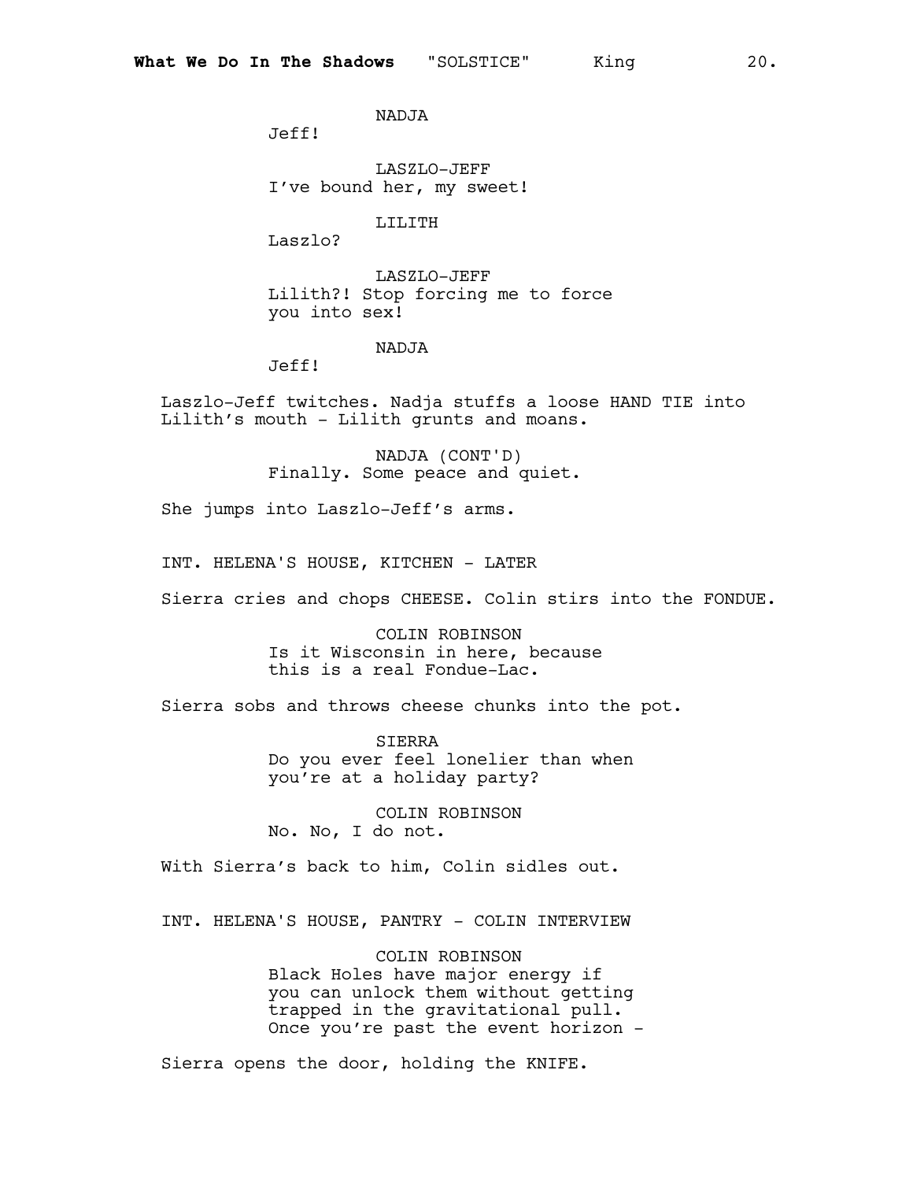NADJA
Jeff!

LASZLO-JEFF
I've bound her, my sweet!

LILITH
Laszlo?

LASZLO-JEFF
Lilith?! Stop forcing me to force you into sex!

NADJA
Jeff!

Laszlo-Jeff twitches. Nadja stuffs a loose HAND TIE into Lilith's mouth - Lilith grunts and moans.

NADJA (CONT'D)
Finally. Some peace and quiet.

She jumps into Laszlo-Jeff's arms.

INT. HELENA'S HOUSE, KITCHEN - LATER

Sierra cries and chops CHEESE. Colin stirs into the FONDUE.

COLIN ROBINSON
Is it Wisconsin in here, because this is a real Fondue-Lac.

Sierra sobs and throws cheese chunks into the pot.

SIERRA
Do you ever feel lonelier than when you're at a holiday party?

COLIN ROBINSON
No. No, I do not.

With Sierra's back to him, Colin sidles out.

INT. HELENA'S HOUSE, PANTRY - COLIN INTERVIEW

COLIN ROBINSON
Black Holes have major energy if you can unlock them without getting trapped in the gravitational pull. Once you're past the event horizon -

Sierra opens the door, holding the KNIFE.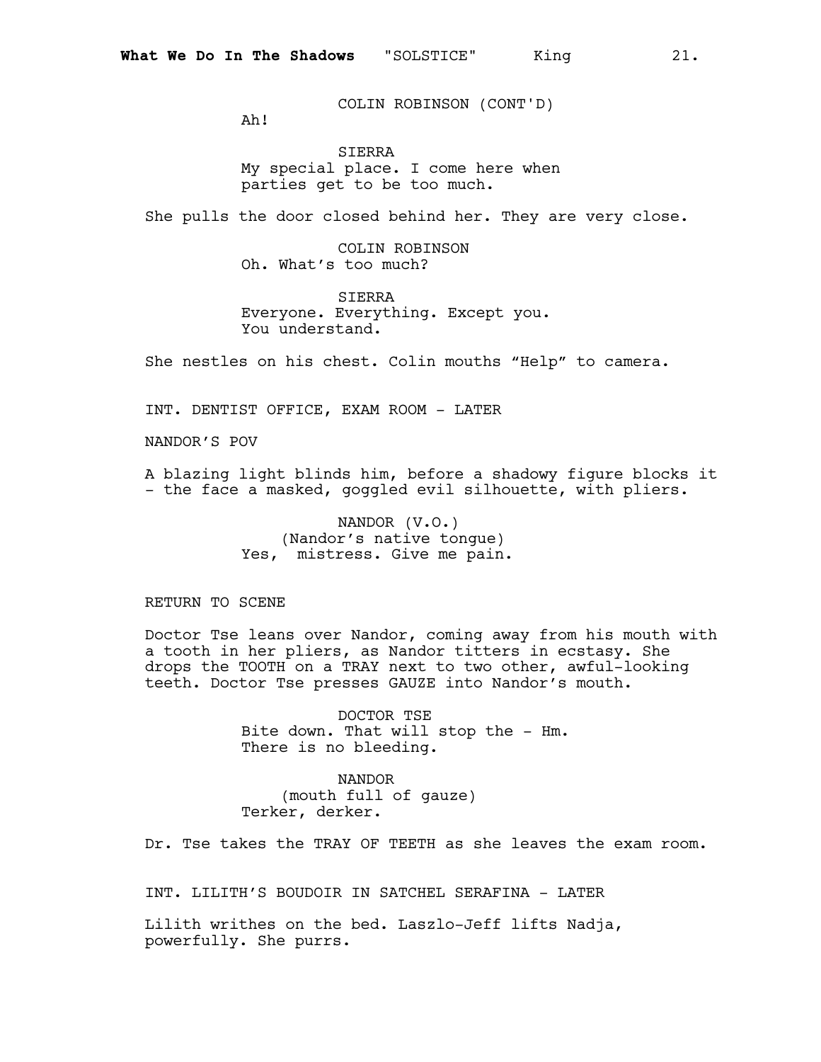COLIN ROBINSON (CONT'D)
Ah!

SIERRA
My special place. I come here when parties get to be too much.

She pulls the door closed behind her. They are very close.

COLIN ROBINSON
Oh. What's too much?

SIERRA
Everyone. Everything. Except you. You understand.

She nestles on his chest. Colin mouths "Help" to camera.

INT. DENTIST OFFICE, EXAM ROOM - LATER

NANDOR'S POV

A blazing light blinds him, before a shadowy figure blocks it - the face a masked, goggled evil silhouette, with pliers.

NANDOR (V.O.)
(Nandor's native tongue)
Yes,  mistress. Give me pain.

RETURN TO SCENE

Doctor Tse leans over Nandor, coming away from his mouth with a tooth in her pliers, as Nandor titters in ecstasy. She drops the TOOTH on a TRAY next to two other, awful-looking teeth. Doctor Tse presses GAUZE into Nandor's mouth.

DOCTOR TSE
Bite down. That will stop the - Hm. There is no bleeding.

NANDOR
(mouth full of gauze)
Terker, derker.

Dr. Tse takes the TRAY OF TEETH as she leaves the exam room.

INT. LILITH'S BOUDOIR IN SATCHEL SERAFINA - LATER

Lilith writhes on the bed. Laszlo-Jeff lifts Nadja, powerfully. She purrs.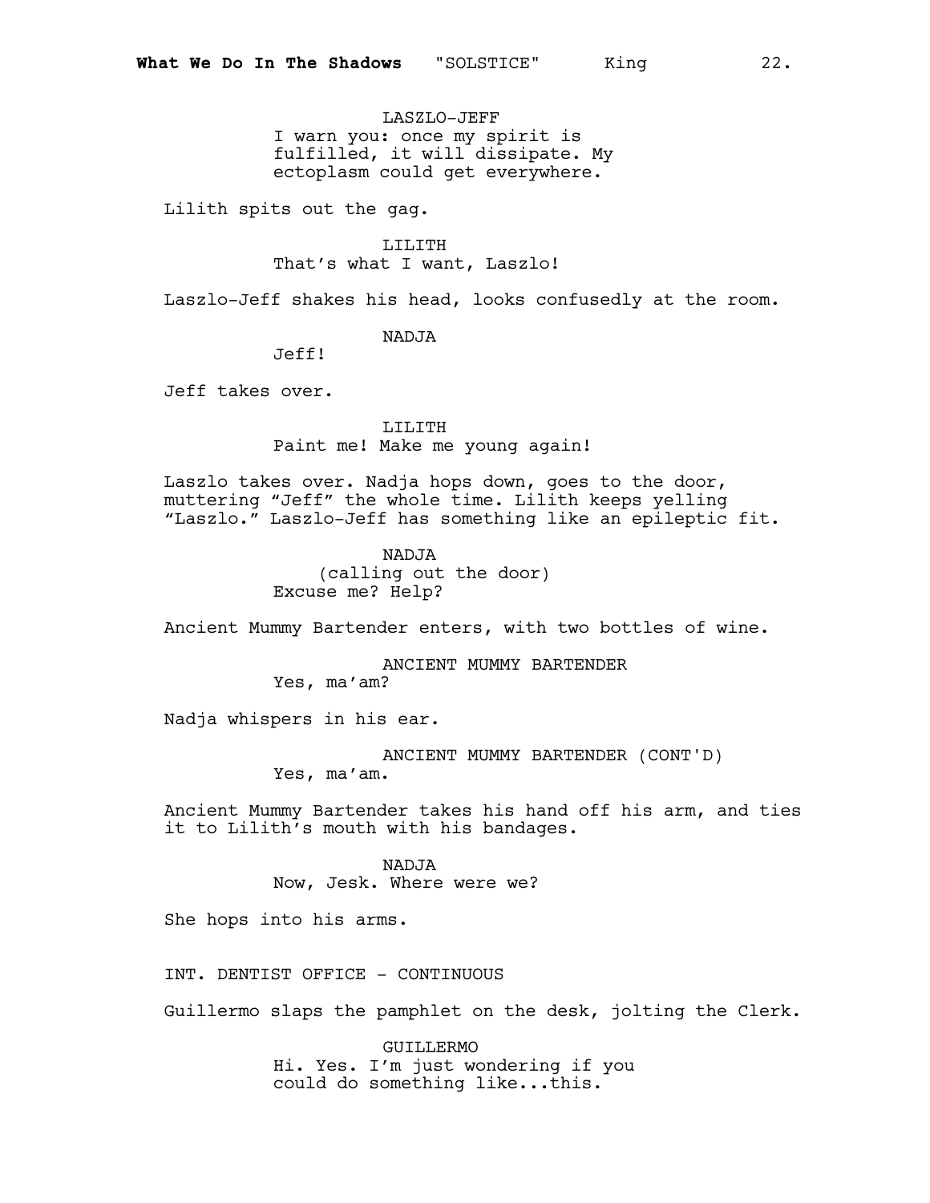LASZLO-JEFF
I warn you: once my spirit is fulfilled, it will dissipate. My ectoplasm could get everywhere.

Lilith spits out the gag.

LILITH
That's what I want, Laszlo!

Laszlo-Jeff shakes his head, looks confusedly at the room.

NADJA
Jeff!

Jeff takes over.

LILITH
Paint me! Make me young again!

Laszlo takes over. Nadja hops down, goes to the door, muttering "Jeff" the whole time. Lilith keeps yelling "Laszlo." Laszlo-Jeff has something like an epileptic fit.

NADJA
(calling out the door)
Excuse me? Help?

Ancient Mummy Bartender enters, with two bottles of wine.

ANCIENT MUMMY BARTENDER
Yes, ma'am?

Nadja whispers in his ear.

ANCIENT MUMMY BARTENDER (CONT'D)
Yes, ma'am.

Ancient Mummy Bartender takes his hand off his arm, and ties it to Lilith's mouth with his bandages.

NADJA
Now, Jesk. Where were we?

She hops into his arms.

INT. DENTIST OFFICE - CONTINUOUS

Guillermo slaps the pamphlet on the desk, jolting the Clerk.

GUILLERMO
Hi. Yes. I'm just wondering if you could do something like...this.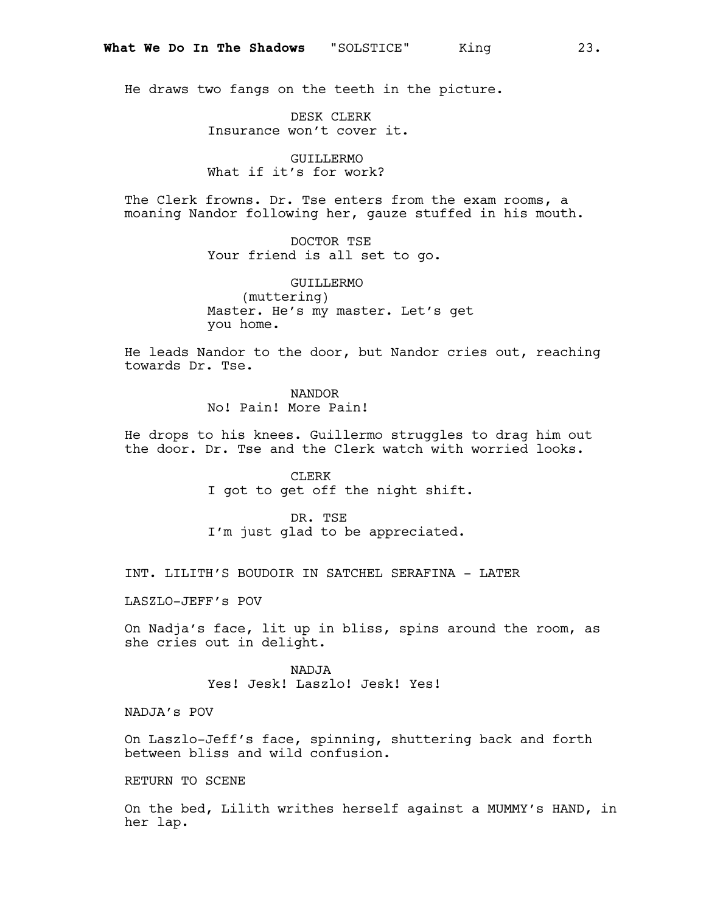He draws two fangs on the teeth in the picture.

DESK CLERK
Insurance won't cover it.

GUILLERMO
What if it's for work?

The Clerk frowns. Dr. Tse enters from the exam rooms, a moaning Nandor following her, gauze stuffed in his mouth.

DOCTOR TSE
Your friend is all set to go.

GUILLERMO
(muttering)
Master. He's my master. Let's get you home.

He leads Nandor to the door, but Nandor cries out, reaching towards Dr. Tse.

NANDOR
No! Pain! More Pain!

He drops to his knees. Guillermo struggles to drag him out the door. Dr. Tse and the Clerk watch with worried looks.

CLERK
I got to get off the night shift.

DR. TSE
I'm just glad to be appreciated.

INT. LILITH'S BOUDOIR IN SATCHEL SERAFINA - LATER

LASZLO-JEFF's POV

On Nadja's face, lit up in bliss, spins around the room, as she cries out in delight.

NADJA
Yes! Jesk! Laszlo! Jesk! Yes!

NADJA's POV

On Laszlo-Jeff's face, spinning, shuttering back and forth between bliss and wild confusion.

RETURN TO SCENE

On the bed, Lilith writhes herself against a MUMMY's HAND, in her lap.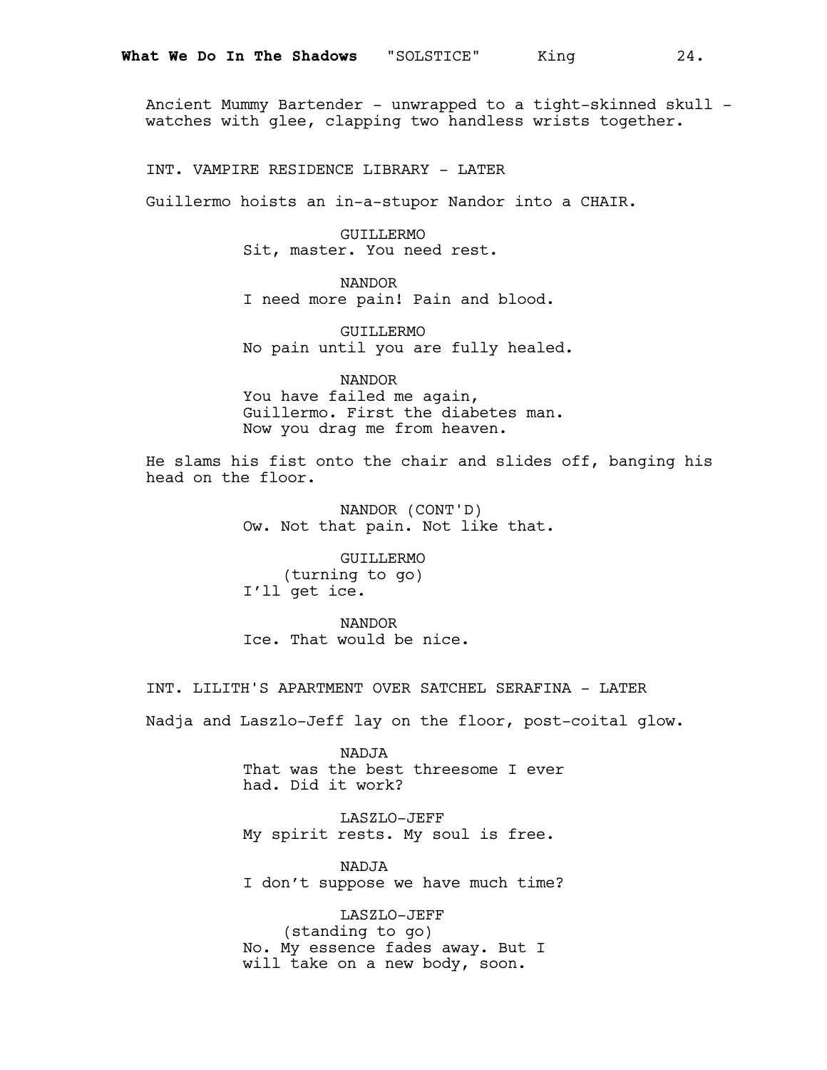Ancient Mummy Bartender - unwrapped to a tight-skinned skull - watches with glee, clapping two handless wrists together.

INT. VAMPIRE RESIDENCE LIBRARY - LATER

Guillermo hoists an in-a-stupor Nandor into a CHAIR.

GUILLERMO
Sit, master. You need rest.

NANDOR
I need more pain! Pain and blood.

GUILLERMO
No pain until you are fully healed.

NANDOR
You have failed me again, Guillermo. First the diabetes man. Now you drag me from heaven.

He slams his fist onto the chair and slides off, banging his head on the floor.

NANDOR (CONT'D)
Ow. Not that pain. Not like that.

GUILLERMO
(turning to go)
I'll get ice.

NANDOR
Ice. That would be nice.

INT. LILITH'S APARTMENT OVER SATCHEL SERAFINA - LATER

Nadja and Laszlo-Jeff lay on the floor, post-coital glow.

NADJA
That was the best threesome I ever had. Did it work?

LASZLO-JEFF
My spirit rests. My soul is free.

NADJA
I don't suppose we have much time?

LASZLO-JEFF
(standing to go)
No. My essence fades away. But I will take on a new body, soon.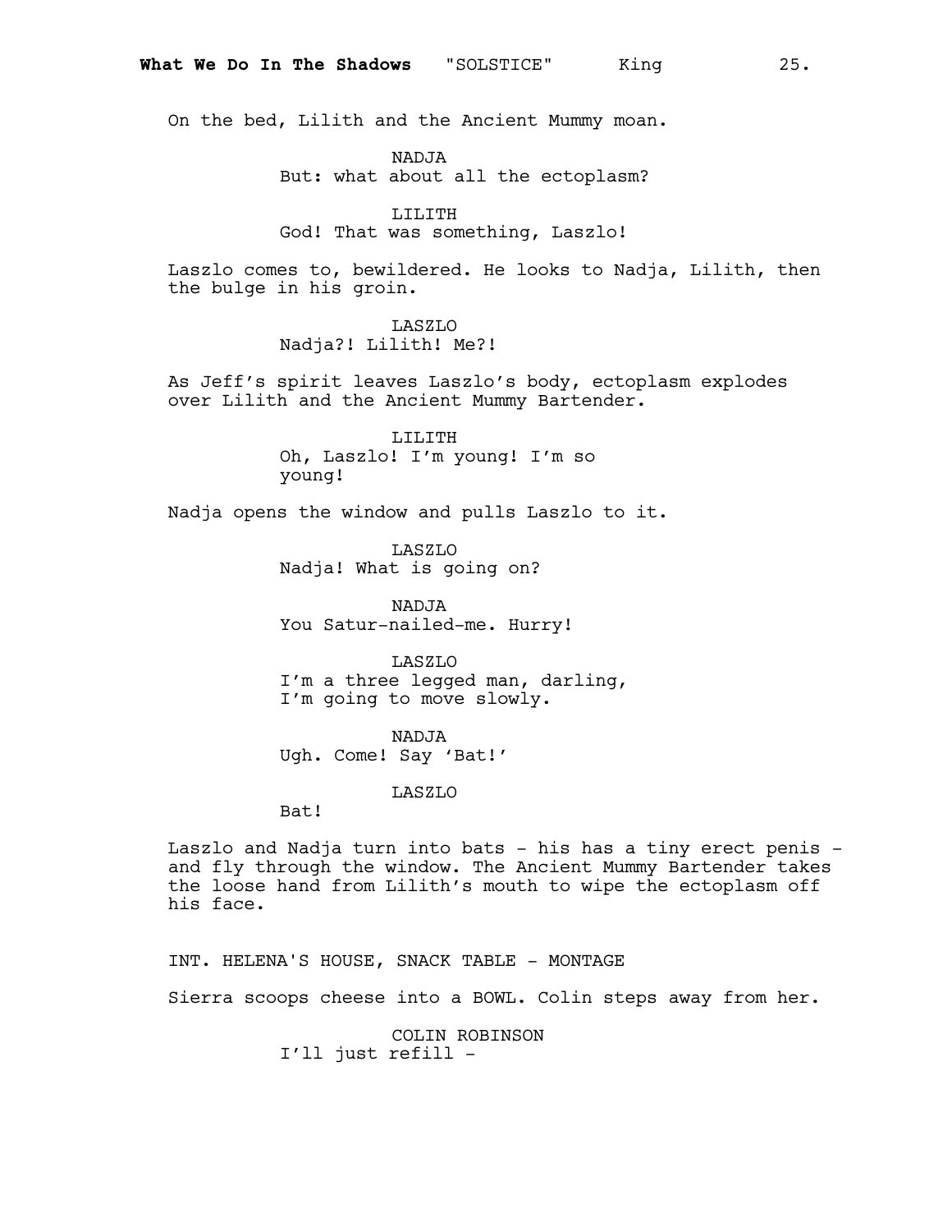On the bed, Lilith and the Ancient Mummy moan.

NADJA
But: what about all the ectoplasm?

LILITH
God! That was something, Laszlo!

Laszlo comes to, bewildered. He looks to Nadja, Lilith, then the bulge in his groin.

LASZLO
Nadja?! Lilith! Me?!

As Jeff's spirit leaves Laszlo's body, ectoplasm explodes over Lilith and the Ancient Mummy Bartender.

LILITH
Oh, Laszlo! I'm young! I'm so young!

Nadja opens the window and pulls Laszlo to it.

LASZLO
Nadja! What is going on?

NADJA
You Satur-nailed-me. Hurry!

LASZLO
I'm a three legged man, darling, I'm going to move slowly.

NADJA
Ugh. Come! Say 'Bat!'

LASZLO
Bat!

Laszlo and Nadja turn into bats - his has a tiny erect penis - and fly through the window. The Ancient Mummy Bartender takes the loose hand from Lilith's mouth to wipe the ectoplasm off his face.

INT. HELENA'S HOUSE, SNACK TABLE - MONTAGE

Sierra scoops cheese into a BOWL. Colin steps away from her.

COLIN ROBINSON
I'll just refill -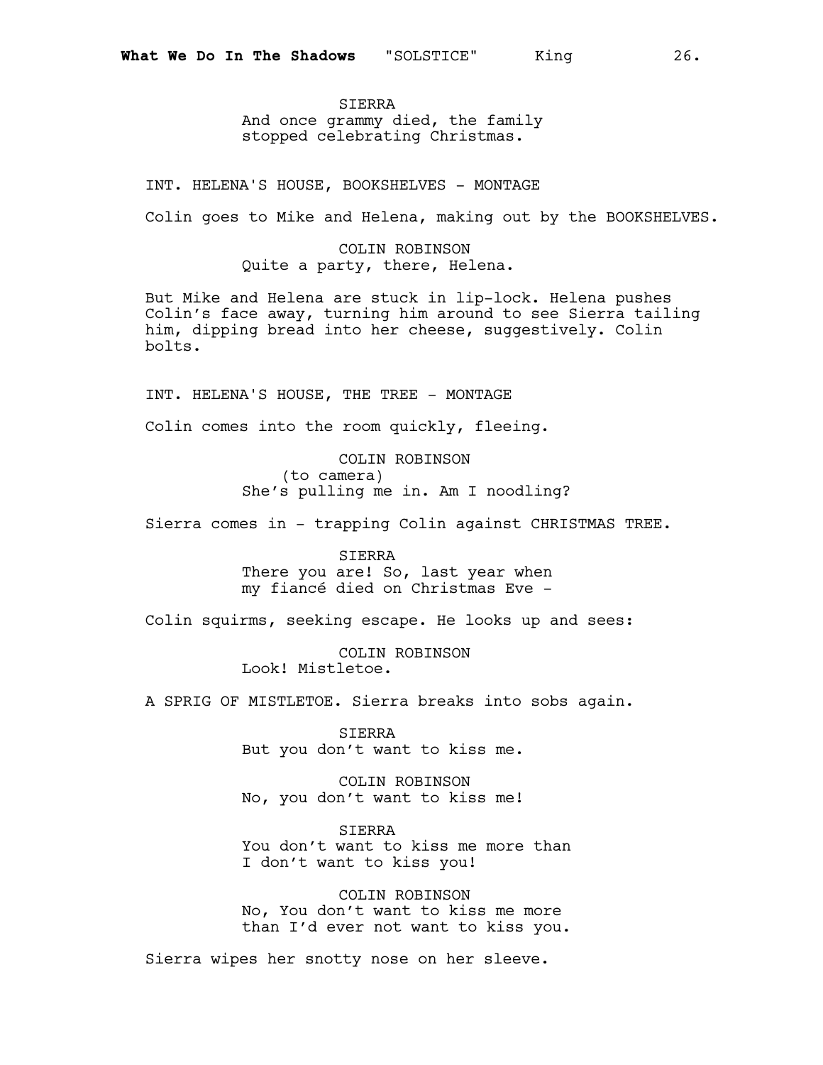SIERRA
And once grammy died, the family stopped celebrating Christmas.

INT. HELENA'S HOUSE, BOOKSHELVES - MONTAGE

Colin goes to Mike and Helena, making out by the BOOKSHELVES.

COLIN ROBINSON
Quite a party, there, Helena.

But Mike and Helena are stuck in lip-lock. Helena pushes Colin's face away, turning him around to see Sierra tailing him, dipping bread into her cheese, suggestively. Colin bolts.

INT. HELENA'S HOUSE, THE TREE - MONTAGE

Colin comes into the room quickly, fleeing.

COLIN ROBINSON
(to camera)
She's pulling me in. Am I noodling?

Sierra comes in - trapping Colin against CHRISTMAS TREE.

SIERRA
There you are! So, last year when my fiancé died on Christmas Eve -

Colin squirms, seeking escape. He looks up and sees:

COLIN ROBINSON
Look! Mistletoe.

A SPRIG OF MISTLETOE. Sierra breaks into sobs again.

SIERRA
But you don't want to kiss me.

COLIN ROBINSON
No, you don't want to kiss me!

SIERRA
You don't want to kiss me more than I don't want to kiss you!

COLIN ROBINSON
No, You don't want to kiss me more than I'd ever not want to kiss you.

Sierra wipes her snotty nose on her sleeve.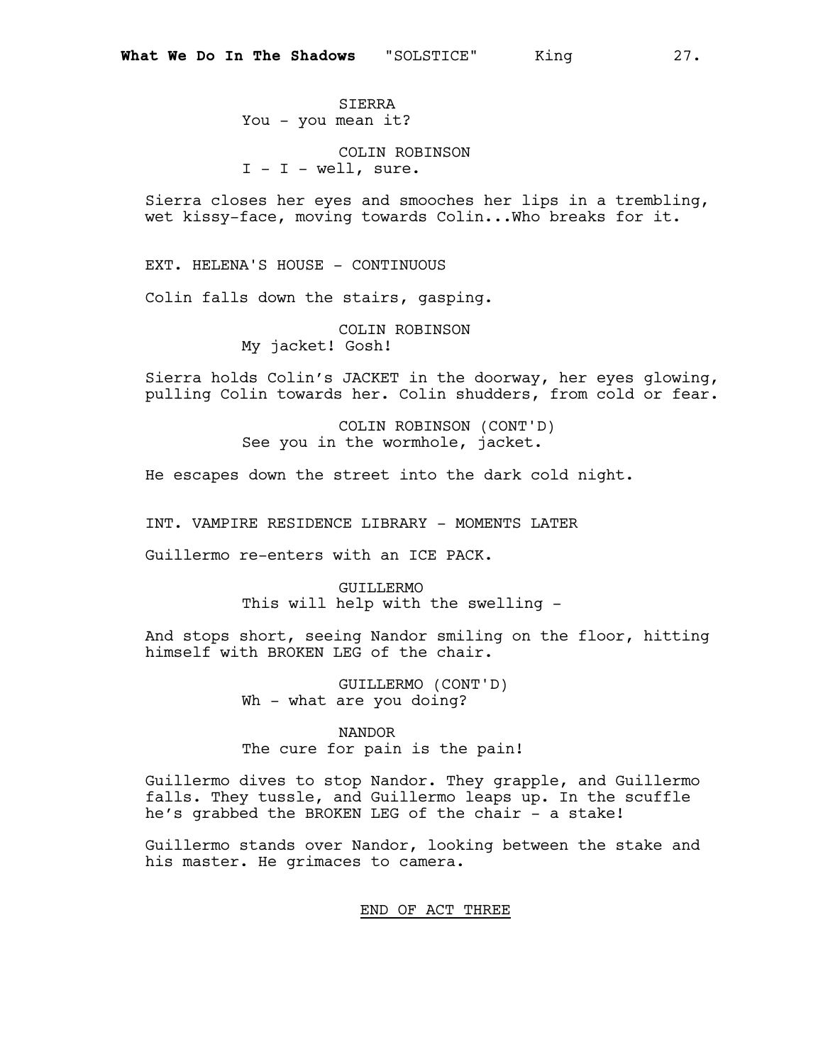SIERRA
You - you mean it?

COLIN ROBINSON
I - I - well, sure.

Sierra closes her eyes and smooches her lips in a trembling, wet kissy-face, moving towards Colin...Who breaks for it.

EXT. HELENA'S HOUSE - CONTINUOUS

Colin falls down the stairs, gasping.

COLIN ROBINSON
My jacket! Gosh!

Sierra holds Colin's JACKET in the doorway, her eyes glowing, pulling Colin towards her. Colin shudders, from cold or fear.

COLIN ROBINSON (CONT'D)
See you in the wormhole, jacket.

He escapes down the street into the dark cold night.

INT. VAMPIRE RESIDENCE LIBRARY - MOMENTS LATER

Guillermo re-enters with an ICE PACK.

GUILLERMO
This will help with the swelling -

And stops short, seeing Nandor smiling on the floor, hitting himself with BROKEN LEG of the chair.

GUILLERMO (CONT'D)
Wh - what are you doing?

NANDOR
The cure for pain is the pain!

Guillermo dives to stop Nandor. They grapple, and Guillermo falls. They tussle, and Guillermo leaps up. In the scuffle he's grabbed the BROKEN LEG of the chair - a stake!

Guillermo stands over Nandor, looking between the stake and his master. He grimaces to camera.

<u>END OF ACT THREE</u>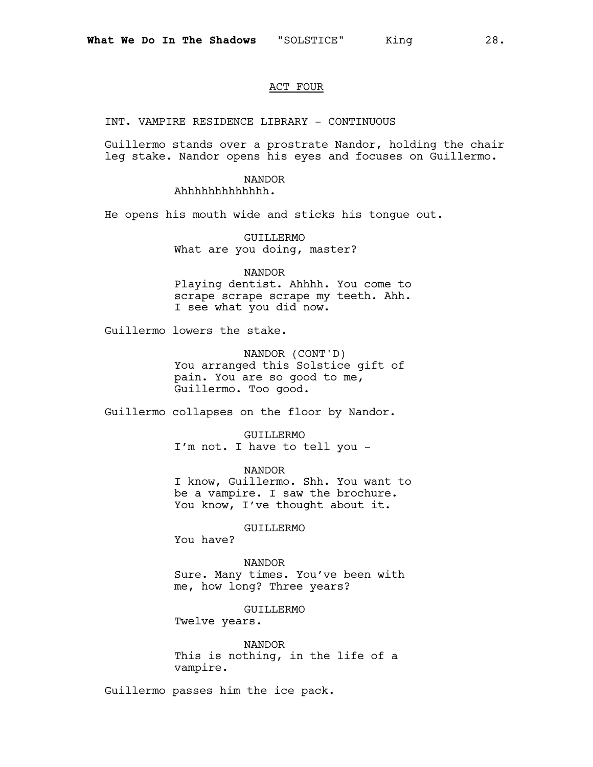## ACT FOUR

INT. VAMPIRE RESIDENCE LIBRARY - CONTINUOUS

Guillermo stands over a prostrate Nandor, holding the chair leg stake. Nandor opens his eyes and focuses on Guillermo.

NANDOR
Ahhhhhhhhhhhhh.

He opens his mouth wide and sticks his tongue out.

GUILLERMO
What are you doing, master?

NANDOR
Playing dentist. Ahhhh. You come to scrape scrape scrape my teeth. Ahh. I see what you did now.

Guillermo lowers the stake.

NANDOR (CONT'D)
You arranged this Solstice gift of pain. You are so good to me, Guillermo. Too good.

Guillermo collapses on the floor by Nandor.

GUILLERMO
I'm not. I have to tell you -

NANDOR
I know, Guillermo. Shh. You want to be a vampire. I saw the brochure. You know, I've thought about it.

GUILLERMO
You have?

NANDOR
Sure. Many times. You've been with me, how long? Three years?

GUILLERMO
Twelve years.

NANDOR
This is nothing, in the life of a vampire.

Guillermo passes him the ice pack.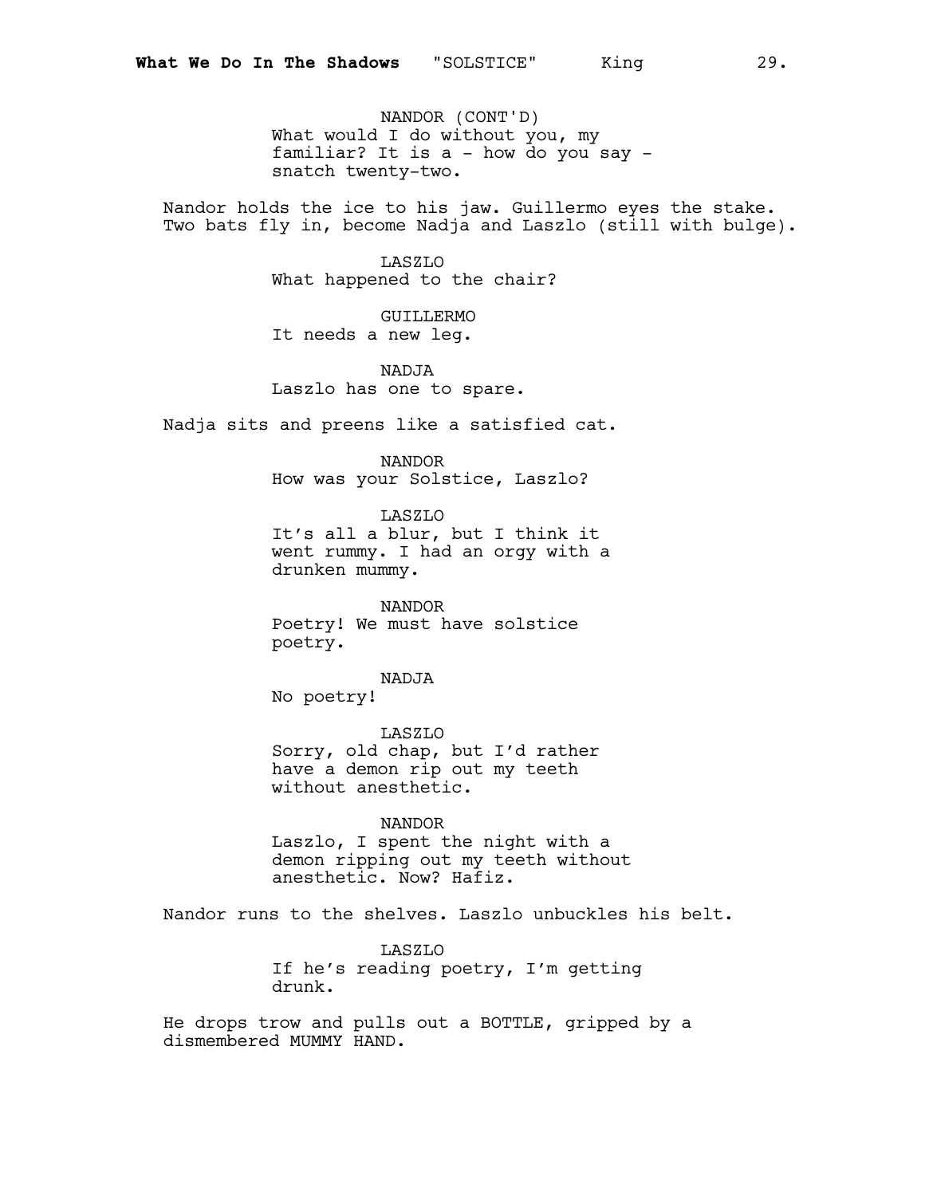NANDOR (CONT'D)
What would I do without you, my familiar? It is a - how do you say - snatch twenty-two.

Nandor holds the ice to his jaw. Guillermo eyes the stake. Two bats fly in, become Nadja and Laszlo (still with bulge).

LASZLO
What happened to the chair?

GUILLERMO
It needs a new leg.

NADJA
Laszlo has one to spare.

Nadja sits and preens like a satisfied cat.

NANDOR
How was your Solstice, Laszlo?

LASZLO
It's all a blur, but I think it went rummy. I had an orgy with a drunken mummy.

NANDOR
Poetry! We must have solstice poetry.

NADJA
No poetry!

LASZLO
Sorry, old chap, but I'd rather have a demon rip out my teeth without anesthetic.

NANDOR
Laszlo, I spent the night with a demon ripping out my teeth without anesthetic. Now? Hafiz.

Nandor runs to the shelves. Laszlo unbuckles his belt.

LASZLO
If he's reading poetry, I'm getting drunk.

He drops trow and pulls out a BOTTLE, gripped by a dismembered MUMMY HAND.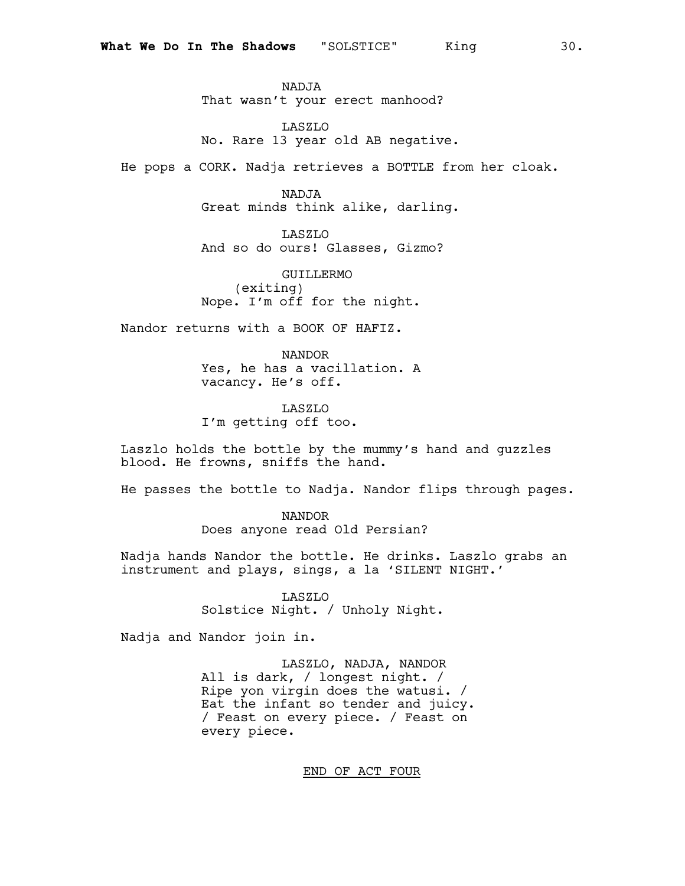NADJA
That wasn't your erect manhood?

LASZLO
No. Rare 13 year old AB negative.

He pops a CORK. Nadja retrieves a BOTTLE from her cloak.

NADJA
Great minds think alike, darling.

LASZLO
And so do ours! Glasses, Gizmo?

GUILLERMO
(exiting)
Nope. I'm off for the night.

Nandor returns with a BOOK OF HAFIZ.

NANDOR
Yes, he has a vacillation. A vacancy. He's off.

LASZLO
I'm getting off too.

Laszlo holds the bottle by the mummy's hand and guzzles blood. He frowns, sniffs the hand.

He passes the bottle to Nadja. Nandor flips through pages.

NANDOR
Does anyone read Old Persian?

Nadja hands Nandor the bottle. He drinks. Laszlo grabs an instrument and plays, sings, a la 'SILENT NIGHT.'

LASZLO
Solstice Night. / Unholy Night.

Nadja and Nandor join in.

LASZLO, NADJA, NANDOR
All is dark, / longest night. / Ripe yon virgin does the watusi. / Eat the infant so tender and juicy. / Feast on every piece. / Feast on every piece.

END OF ACT FOUR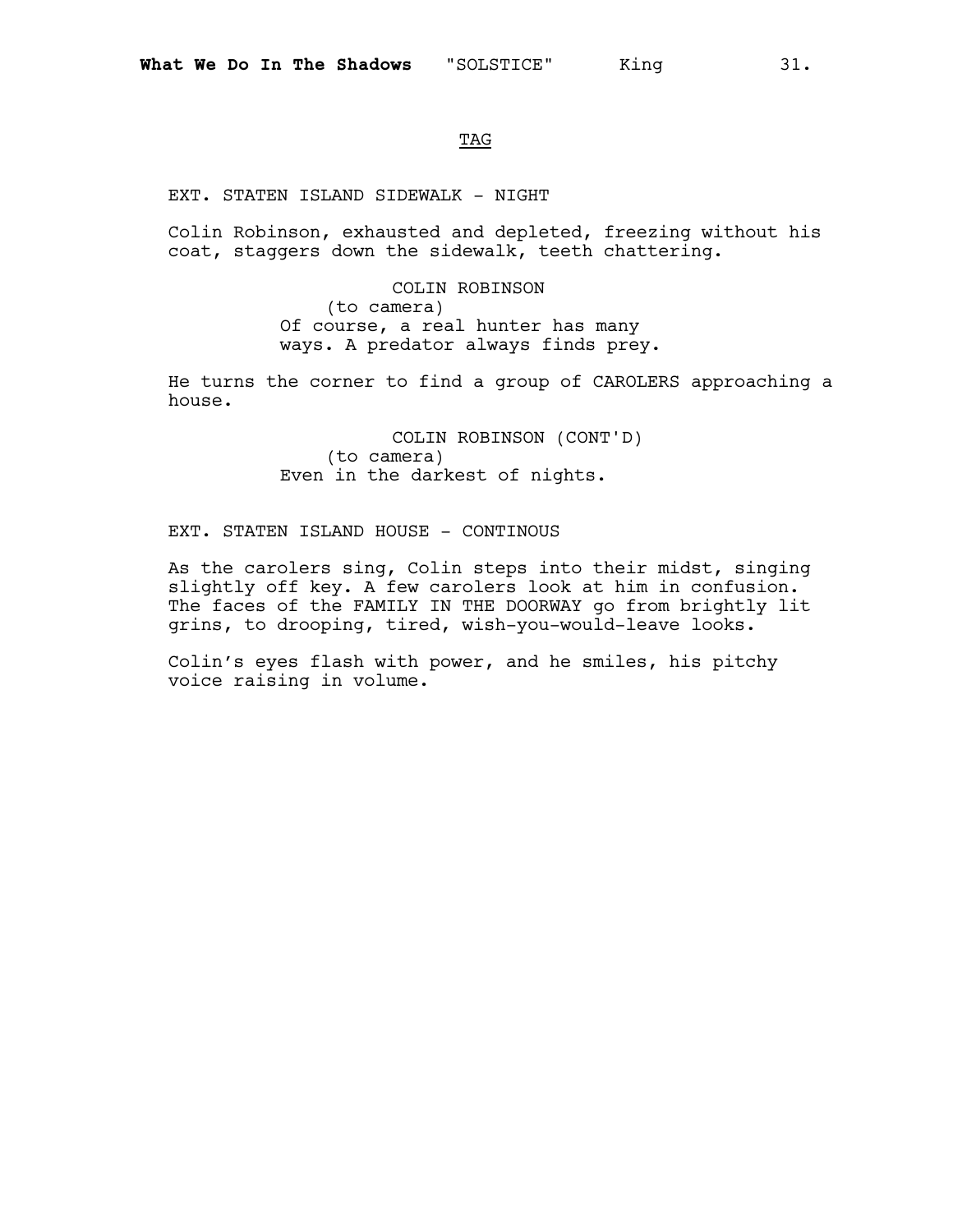TAG

EXT. STATEN ISLAND SIDEWALK - NIGHT

Colin Robinson, exhausted and depleted, freezing without his coat, staggers down the sidewalk, teeth chattering.

COLIN ROBINSON
(to camera)
Of course, a real hunter has many ways. A predator always finds prey.

He turns the corner to find a group of CAROLERS approaching a house.

COLIN ROBINSON (CONT'D)
(to camera)
Even in the darkest of nights.

EXT. STATEN ISLAND HOUSE - CONTINOUS

As the carolers sing, Colin steps into their midst, singing slightly off key. A few carolers look at him in confusion. The faces of the FAMILY IN THE DOORWAY go from brightly lit grins, to drooping, tired, wish-you-would-leave looks.

Colin's eyes flash with power, and he smiles, his pitchy voice raising in volume.